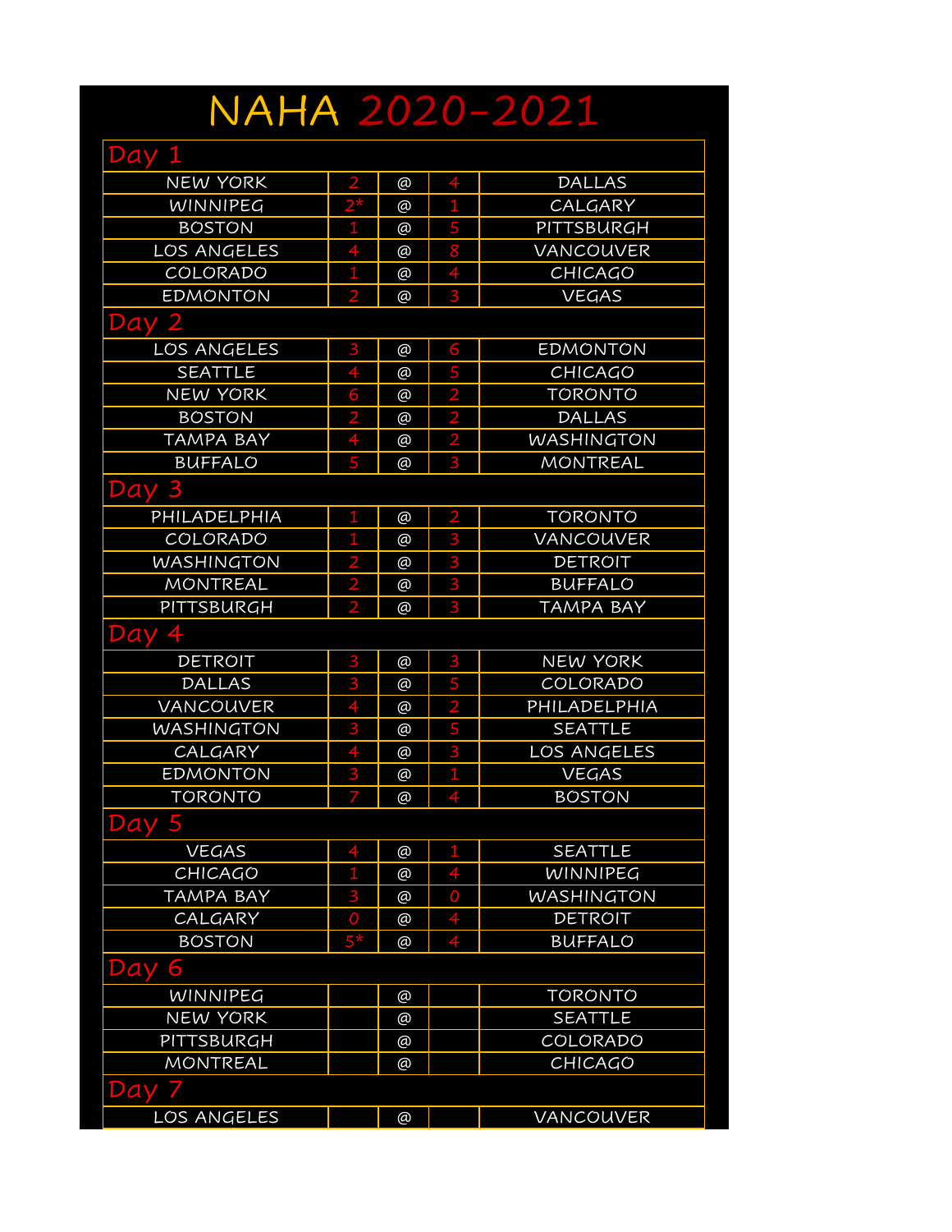# NAHA 2020-2021

## Day 1

| Away | Score | @ | Score | Home |
|---|---|---|---|---|
| NEW YORK | 2 | @ | 4 | DALLAS |
| WINNIPEG | 2* | @ | 1 | CALGARY |
| BOSTON | 1 | @ | 5 | PITTSBURGH |
| LOS ANGELES | 4 | @ | 8 | VANCOUVER |
| COLORADO | 1 | @ | 4 | CHICAGO |
| EDMONTON | 2 | @ | 3 | VEGAS |

## Day 2

| Away | Score | @ | Score | Home |
|---|---|---|---|---|
| LOS ANGELES | 3 | @ | 6 | EDMONTON |
| SEATTLE | 4 | @ | 5 | CHICAGO |
| NEW YORK | 6 | @ | 2 | TORONTO |
| BOSTON | 2 | @ | 2 | DALLAS |
| TAMPA BAY | 4 | @ | 2 | WASHINGTON |
| BUFFALO | 5 | @ | 3 | MONTREAL |

## Day 3

| Away | Score | @ | Score | Home |
|---|---|---|---|---|
| PHILADELPHIA | 1 | @ | 2 | TORONTO |
| COLORADO | 1 | @ | 3 | VANCOUVER |
| WASHINGTON | 2 | @ | 3 | DETROIT |
| MONTREAL | 2 | @ | 3 | BUFFALO |
| PITTSBURGH | 2 | @ | 3 | TAMPA BAY |

## Day 4

| Away | Score | @ | Score | Home |
|---|---|---|---|---|
| DETROIT | 3 | @ | 3 | NEW YORK |
| DALLAS | 3 | @ | 5 | COLORADO |
| VANCOUVER | 4 | @ | 2 | PHILADELPHIA |
| WASHINGTON | 3 | @ | 5 | SEATTLE |
| CALGARY | 4 | @ | 3 | LOS ANGELES |
| EDMONTON | 3 | @ | 1 | VEGAS |
| TORONTO | 7 | @ | 4 | BOSTON |

## Day 5

| Away | Score | @ | Score | Home |
|---|---|---|---|---|
| VEGAS | 4 | @ | 1 | SEATTLE |
| CHICAGO | 1 | @ | 4 | WINNIPEG |
| TAMPA BAY | 3 | @ | 0 | WASHINGTON |
| CALGARY | 0 | @ | 4 | DETROIT |
| BOSTON | 5* | @ | 4 | BUFFALO |

## Day 6

| Away | Score | @ | Score | Home |
|---|---|---|---|---|
| WINNIPEG | | @ | | TORONTO |
| NEW YORK | | @ | | SEATTLE |
| PITTSBURGH | | @ | | COLORADO |
| MONTREAL | | @ | | CHICAGO |

## Day 7

| Away | Score | @ | Score | Home |
|---|---|---|---|---|
| LOS ANGELES | | @ | | VANCOUVER |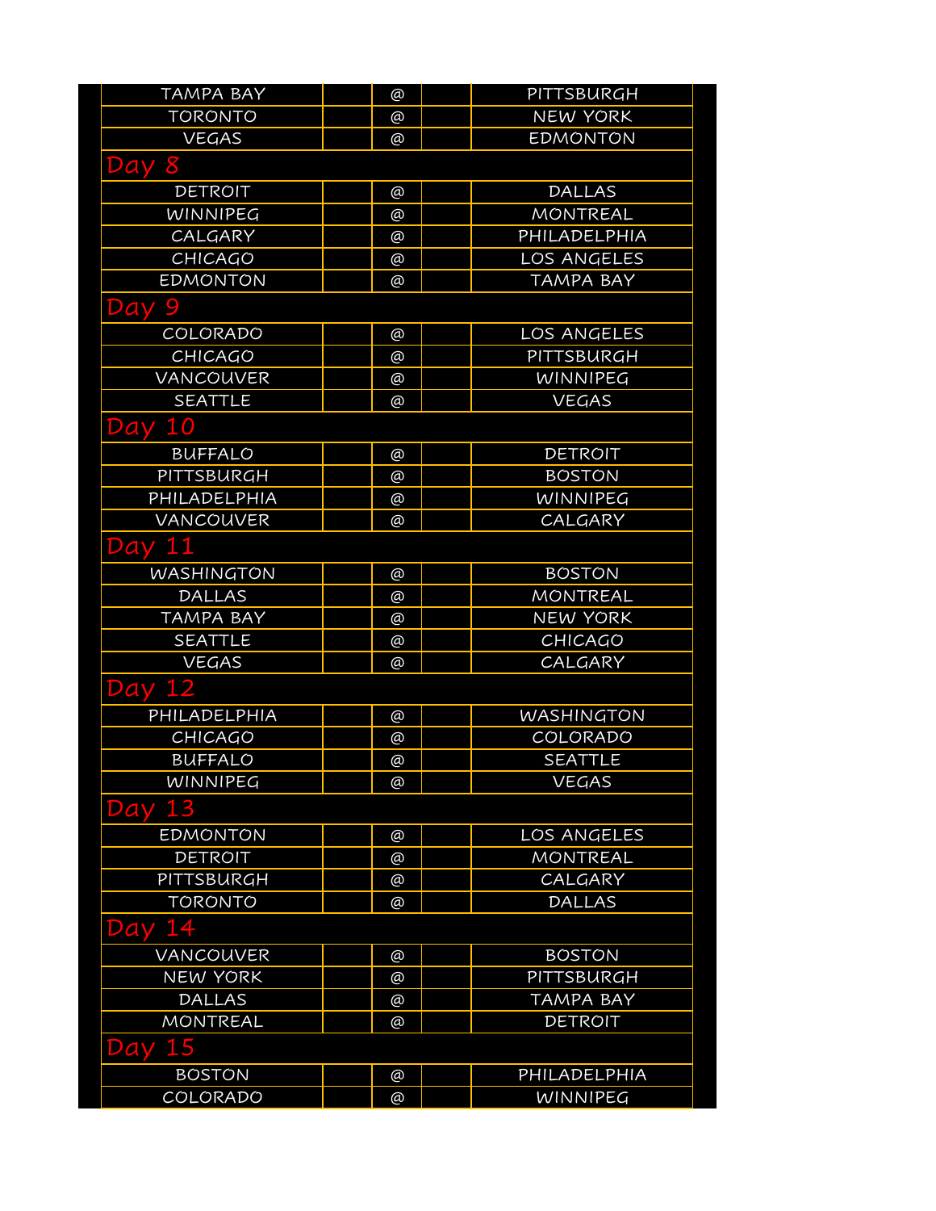| | | | | |
|---|---|---|---|---|
| TAMPA BAY | | @ | | PITTSBURGH |
| TORONTO | | @ | | NEW YORK |
| VEGAS | | @ | | EDMONTON |

## Day 8

| | | | | |
|---|---|---|---|---|
| DETROIT | | @ | | DALLAS |
| WINNIPEG | | @ | | MONTREAL |
| CALGARY | | @ | | PHILADELPHIA |
| CHICAGO | | @ | | LOS ANGELES |
| EDMONTON | | @ | | TAMPA BAY |

## Day 9

| | | | | |
|---|---|---|---|---|
| COLORADO | | @ | | LOS ANGELES |
| CHICAGO | | @ | | PITTSBURGH |
| VANCOUVER | | @ | | WINNIPEG |
| SEATTLE | | @ | | VEGAS |

## Day 10

| | | | | |
|---|---|---|---|---|
| BUFFALO | | @ | | DETROIT |
| PITTSBURGH | | @ | | BOSTON |
| PHILADELPHIA | | @ | | WINNIPEG |
| VANCOUVER | | @ | | CALGARY |

## Day 11

| | | | | |
|---|---|---|---|---|
| WASHINGTON | | @ | | BOSTON |
| DALLAS | | @ | | MONTREAL |
| TAMPA BAY | | @ | | NEW YORK |
| SEATTLE | | @ | | CHICAGO |
| VEGAS | | @ | | CALGARY |

## Day 12

| | | | | |
|---|---|---|---|---|
| PHILADELPHIA | | @ | | WASHINGTON |
| CHICAGO | | @ | | COLORADO |
| BUFFALO | | @ | | SEATTLE |
| WINNIPEG | | @ | | VEGAS |

## Day 13

| | | | | |
|---|---|---|---|---|
| EDMONTON | | @ | | LOS ANGELES |
| DETROIT | | @ | | MONTREAL |
| PITTSBURGH | | @ | | CALGARY |
| TORONTO | | @ | | DALLAS |

## Day 14

| | | | | |
|---|---|---|---|---|
| VANCOUVER | | @ | | BOSTON |
| NEW YORK | | @ | | PITTSBURGH |
| DALLAS | | @ | | TAMPA BAY |
| MONTREAL | | @ | | DETROIT |

## Day 15

| | | | | |
|---|---|---|---|---|
| BOSTON | | @ | | PHILADELPHIA |
| COLORADO | | @ | | WINNIPEG |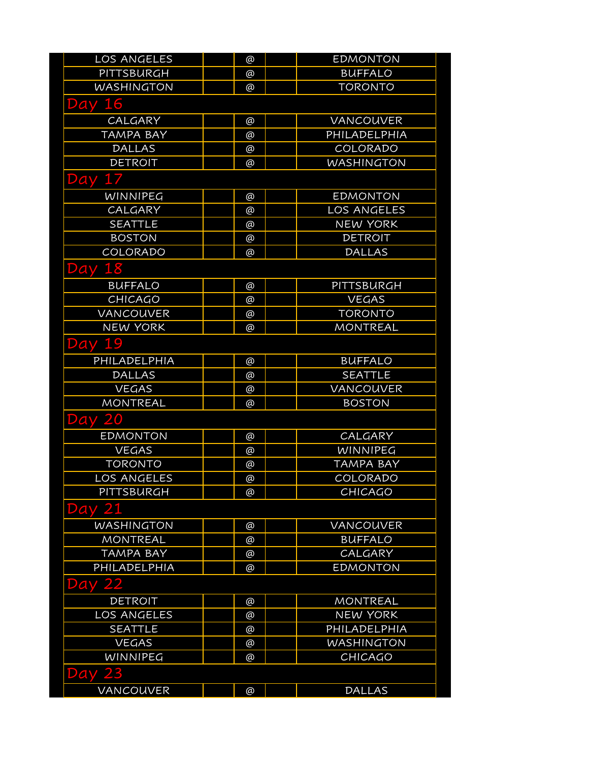| | | | | |
|---|---|---|---|---|
| LOS ANGELES | | @ | | EDMONTON |
| PITTSBURGH | | @ | | BUFFALO |
| WASHINGTON | | @ | | TORONTO |

## Day 16

| | | | | |
|---|---|---|---|---|
| CALGARY | | @ | | VANCOUVER |
| TAMPA BAY | | @ | | PHILADELPHIA |
| DALLAS | | @ | | COLORADO |
| DETROIT | | @ | | WASHINGTON |

## Day 17

| | | | | |
|---|---|---|---|---|
| WINNIPEG | | @ | | EDMONTON |
| CALGARY | | @ | | LOS ANGELES |
| SEATTLE | | @ | | NEW YORK |
| BOSTON | | @ | | DETROIT |
| COLORADO | | @ | | DALLAS |

## Day 18

| | | | | |
|---|---|---|---|---|
| BUFFALO | | @ | | PITTSBURGH |
| CHICAGO | | @ | | VEGAS |
| VANCOUVER | | @ | | TORONTO |
| NEW YORK | | @ | | MONTREAL |

## Day 19

| | | | | |
|---|---|---|---|---|
| PHILADELPHIA | | @ | | BUFFALO |
| DALLAS | | @ | | SEATTLE |
| VEGAS | | @ | | VANCOUVER |
| MONTREAL | | @ | | BOSTON |

## Day 20

| | | | | |
|---|---|---|---|---|
| EDMONTON | | @ | | CALGARY |
| VEGAS | | @ | | WINNIPEG |
| TORONTO | | @ | | TAMPA BAY |
| LOS ANGELES | | @ | | COLORADO |
| PITTSBURGH | | @ | | CHICAGO |

## Day 21

| | | | | |
|---|---|---|---|---|
| WASHINGTON | | @ | | VANCOUVER |
| MONTREAL | | @ | | BUFFALO |
| TAMPA BAY | | @ | | CALGARY |
| PHILADELPHIA | | @ | | EDMONTON |

## Day 22

| | | | | |
|---|---|---|---|---|
| DETROIT | | @ | | MONTREAL |
| LOS ANGELES | | @ | | NEW YORK |
| SEATTLE | | @ | | PHILADELPHIA |
| VEGAS | | @ | | WASHINGTON |
| WINNIPEG | | @ | | CHICAGO |

## Day 23

| | | | | |
|---|---|---|---|---|
| VANCOUVER | | @ | | DALLAS |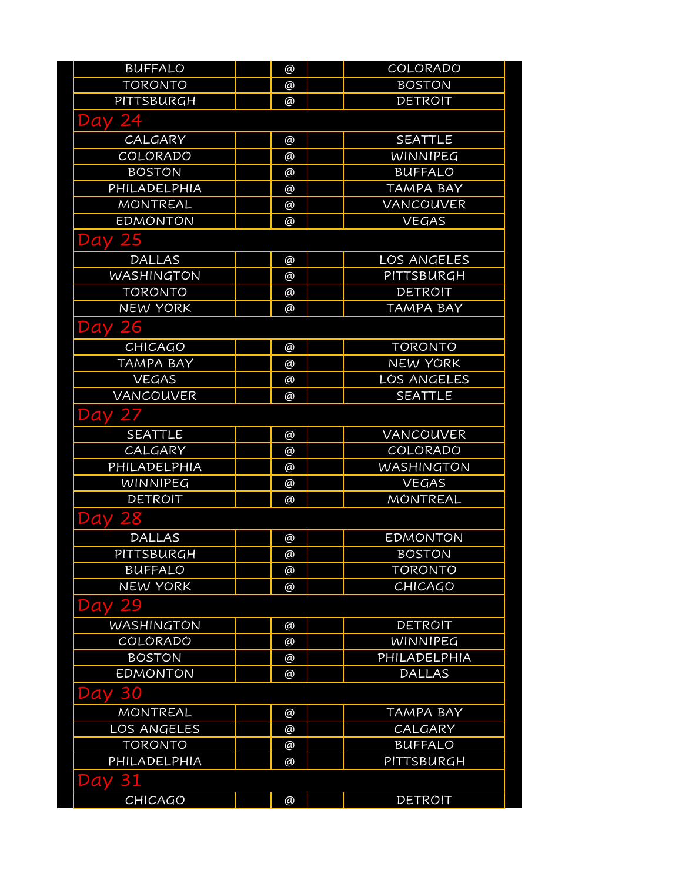| | | | | |
|---|---|---|---|---|
| BUFFALO | | @ | | COLORADO |
| TORONTO | | @ | | BOSTON |
| PITTSBURGH | | @ | | DETROIT |

## Day 24

| | | | | |
|---|---|---|---|---|
| CALGARY | | @ | | SEATTLE |
| COLORADO | | @ | | WINNIPEG |
| BOSTON | | @ | | BUFFALO |
| PHILADELPHIA | | @ | | TAMPA BAY |
| MONTREAL | | @ | | VANCOUVER |
| EDMONTON | | @ | | VEGAS |

## Day 25

| | | | | |
|---|---|---|---|---|
| DALLAS | | @ | | LOS ANGELES |
| WASHINGTON | | @ | | PITTSBURGH |
| TORONTO | | @ | | DETROIT |
| NEW YORK | | @ | | TAMPA BAY |

## Day 26

| | | | | |
|---|---|---|---|---|
| CHICAGO | | @ | | TORONTO |
| TAMPA BAY | | @ | | NEW YORK |
| VEGAS | | @ | | LOS ANGELES |
| VANCOUVER | | @ | | SEATTLE |

## Day 27

| | | | | |
|---|---|---|---|---|
| SEATTLE | | @ | | VANCOUVER |
| CALGARY | | @ | | COLORADO |
| PHILADELPHIA | | @ | | WASHINGTON |
| WINNIPEG | | @ | | VEGAS |
| DETROIT | | @ | | MONTREAL |

## Day 28

| | | | | |
|---|---|---|---|---|
| DALLAS | | @ | | EDMONTON |
| PITTSBURGH | | @ | | BOSTON |
| BUFFALO | | @ | | TORONTO |
| NEW YORK | | @ | | CHICAGO |

## Day 29

| | | | | |
|---|---|---|---|---|
| WASHINGTON | | @ | | DETROIT |
| COLORADO | | @ | | WINNIPEG |
| BOSTON | | @ | | PHILADELPHIA |
| EDMONTON | | @ | | DALLAS |

## Day 30

| | | | | |
|---|---|---|---|---|
| MONTREAL | | @ | | TAMPA BAY |
| LOS ANGELES | | @ | | CALGARY |
| TORONTO | | @ | | BUFFALO |
| PHILADELPHIA | | @ | | PITTSBURGH |

## Day 31

| | | | | |
|---|---|---|---|---|
| CHICAGO | | @ | | DETROIT |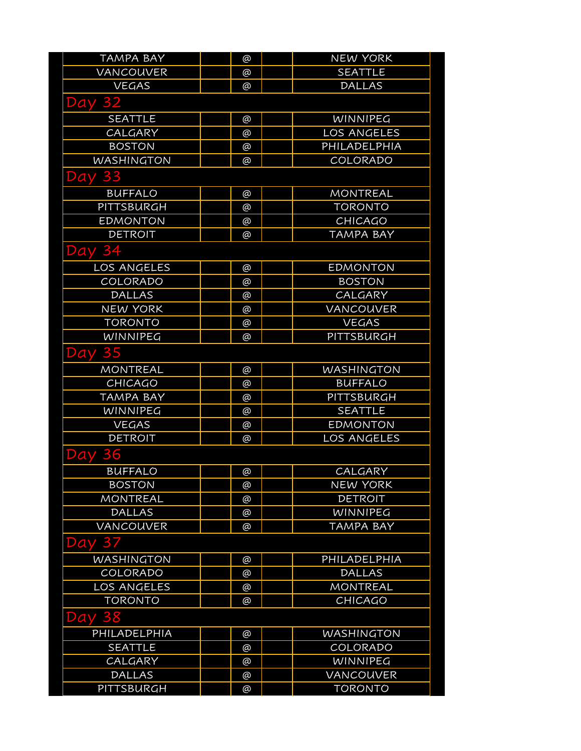| | | | | |
|---|---|---|---|---|
| TAMPA BAY | | @ | | NEW YORK |
| VANCOUVER | | @ | | SEATTLE |
| VEGAS | | @ | | DALLAS |
| **Day 32** | | | | |
| SEATTLE | | @ | | WINNIPEG |
| CALGARY | | @ | | LOS ANGELES |
| BOSTON | | @ | | PHILADELPHIA |
| WASHINGTON | | @ | | COLORADO |
| **Day 33** | | | | |
| BUFFALO | | @ | | MONTREAL |
| PITTSBURGH | | @ | | TORONTO |
| EDMONTON | | @ | | CHICAGO |
| DETROIT | | @ | | TAMPA BAY |
| **Day 34** | | | | |
| LOS ANGELES | | @ | | EDMONTON |
| COLORADO | | @ | | BOSTON |
| DALLAS | | @ | | CALGARY |
| NEW YORK | | @ | | VANCOUVER |
| TORONTO | | @ | | VEGAS |
| WINNIPEG | | @ | | PITTSBURGH |
| **Day 35** | | | | |
| MONTREAL | | @ | | WASHINGTON |
| CHICAGO | | @ | | BUFFALO |
| TAMPA BAY | | @ | | PITTSBURGH |
| WINNIPEG | | @ | | SEATTLE |
| VEGAS | | @ | | EDMONTON |
| DETROIT | | @ | | LOS ANGELES |
| **Day 36** | | | | |
| BUFFALO | | @ | | CALGARY |
| BOSTON | | @ | | NEW YORK |
| MONTREAL | | @ | | DETROIT |
| DALLAS | | @ | | WINNIPEG |
| VANCOUVER | | @ | | TAMPA BAY |
| **Day 37** | | | | |
| WASHINGTON | | @ | | PHILADELPHIA |
| COLORADO | | @ | | DALLAS |
| LOS ANGELES | | @ | | MONTREAL |
| TORONTO | | @ | | CHICAGO |
| **Day 38** | | | | |
| PHILADELPHIA | | @ | | WASHINGTON |
| SEATTLE | | @ | | COLORADO |
| CALGARY | | @ | | WINNIPEG |
| DALLAS | | @ | | VANCOUVER |
| PITTSBURGH | | @ | | TORONTO |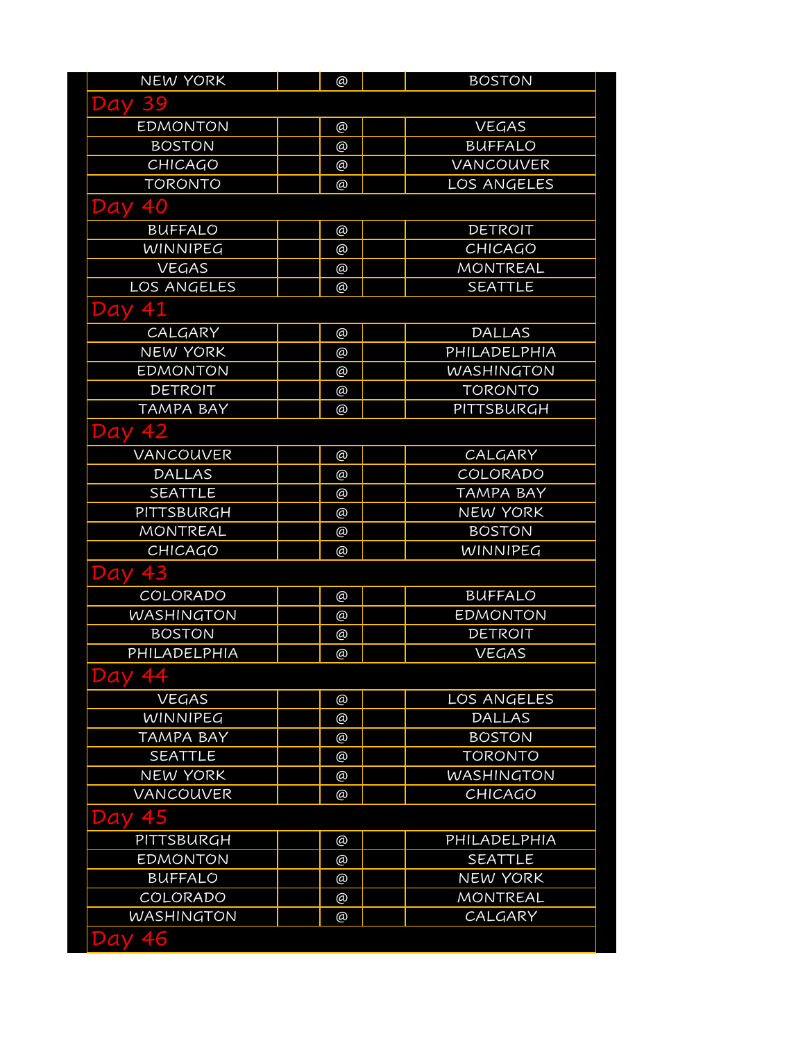| NEW YORK | | @ | | BOSTON |
|---|---|---|---|---|

## Day 39

| EDMONTON | | @ | | VEGAS |
|---|---|---|---|---|
| BOSTON | | @ | | BUFFALO |
| CHICAGO | | @ | | VANCOUVER |
| TORONTO | | @ | | LOS ANGELES |

## Day 40

| BUFFALO | | @ | | DETROIT |
|---|---|---|---|---|
| WINNIPEG | | @ | | CHICAGO |
| VEGAS | | @ | | MONTREAL |
| LOS ANGELES | | @ | | SEATTLE |

## Day 41

| CALGARY | | @ | | DALLAS |
|---|---|---|---|---|
| NEW YORK | | @ | | PHILADELPHIA |
| EDMONTON | | @ | | WASHINGTON |
| DETROIT | | @ | | TORONTO |
| TAMPA BAY | | @ | | PITTSBURGH |

## Day 42

| VANCOUVER | | @ | | CALGARY |
|---|---|---|---|---|
| DALLAS | | @ | | COLORADO |
| SEATTLE | | @ | | TAMPA BAY |
| PITTSBURGH | | @ | | NEW YORK |
| MONTREAL | | @ | | BOSTON |
| CHICAGO | | @ | | WINNIPEG |

## Day 43

| COLORADO | | @ | | BUFFALO |
|---|---|---|---|---|
| WASHINGTON | | @ | | EDMONTON |
| BOSTON | | @ | | DETROIT |
| PHILADELPHIA | | @ | | VEGAS |

## Day 44

| VEGAS | | @ | | LOS ANGELES |
|---|---|---|---|---|
| WINNIPEG | | @ | | DALLAS |
| TAMPA BAY | | @ | | BOSTON |
| SEATTLE | | @ | | TORONTO |
| NEW YORK | | @ | | WASHINGTON |
| VANCOUVER | | @ | | CHICAGO |

## Day 45

| PITTSBURGH | | @ | | PHILADELPHIA |
|---|---|---|---|---|
| EDMONTON | | @ | | SEATTLE |
| BUFFALO | | @ | | NEW YORK |
| COLORADO | | @ | | MONTREAL |
| WASHINGTON | | @ | | CALGARY |

## Day 46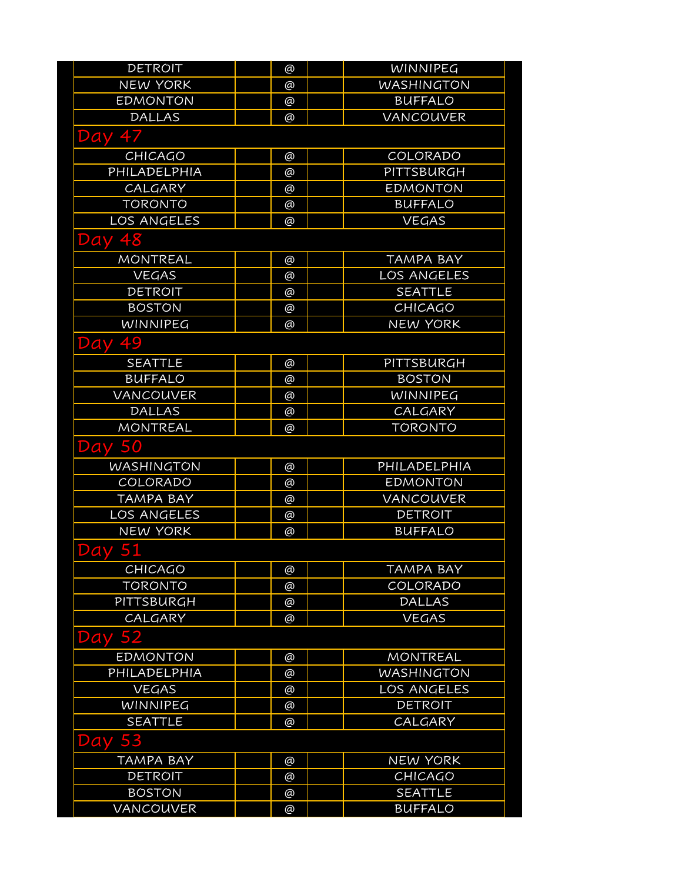| | | | | |
|---|---|---|---|---|
| DETROIT | | @ | | WINNIPEG |
| NEW YORK | | @ | | WASHINGTON |
| EDMONTON | | @ | | BUFFALO |
| DALLAS | | @ | | VANCOUVER |

## Day 47

| | | | | |
|---|---|---|---|---|
| CHICAGO | | @ | | COLORADO |
| PHILADELPHIA | | @ | | PITTSBURGH |
| CALGARY | | @ | | EDMONTON |
| TORONTO | | @ | | BUFFALO |
| LOS ANGELES | | @ | | VEGAS |

## Day 48

| | | | | |
|---|---|---|---|---|
| MONTREAL | | @ | | TAMPA BAY |
| VEGAS | | @ | | LOS ANGELES |
| DETROIT | | @ | | SEATTLE |
| BOSTON | | @ | | CHICAGO |
| WINNIPEG | | @ | | NEW YORK |

## Day 49

| | | | | |
|---|---|---|---|---|
| SEATTLE | | @ | | PITTSBURGH |
| BUFFALO | | @ | | BOSTON |
| VANCOUVER | | @ | | WINNIPEG |
| DALLAS | | @ | | CALGARY |
| MONTREAL | | @ | | TORONTO |

## Day 50

| | | | | |
|---|---|---|---|---|
| WASHINGTON | | @ | | PHILADELPHIA |
| COLORADO | | @ | | EDMONTON |
| TAMPA BAY | | @ | | VANCOUVER |
| LOS ANGELES | | @ | | DETROIT |
| NEW YORK | | @ | | BUFFALO |

## Day 51

| | | | | |
|---|---|---|---|---|
| CHICAGO | | @ | | TAMPA BAY |
| TORONTO | | @ | | COLORADO |
| PITTSBURGH | | @ | | DALLAS |
| CALGARY | | @ | | VEGAS |

## Day 52

| | | | | |
|---|---|---|---|---|
| EDMONTON | | @ | | MONTREAL |
| PHILADELPHIA | | @ | | WASHINGTON |
| VEGAS | | @ | | LOS ANGELES |
| WINNIPEG | | @ | | DETROIT |
| SEATTLE | | @ | | CALGARY |

## Day 53

| | | | | |
|---|---|---|---|---|
| TAMPA BAY | | @ | | NEW YORK |
| DETROIT | | @ | | CHICAGO |
| BOSTON | | @ | | SEATTLE |
| VANCOUVER | | @ | | BUFFALO |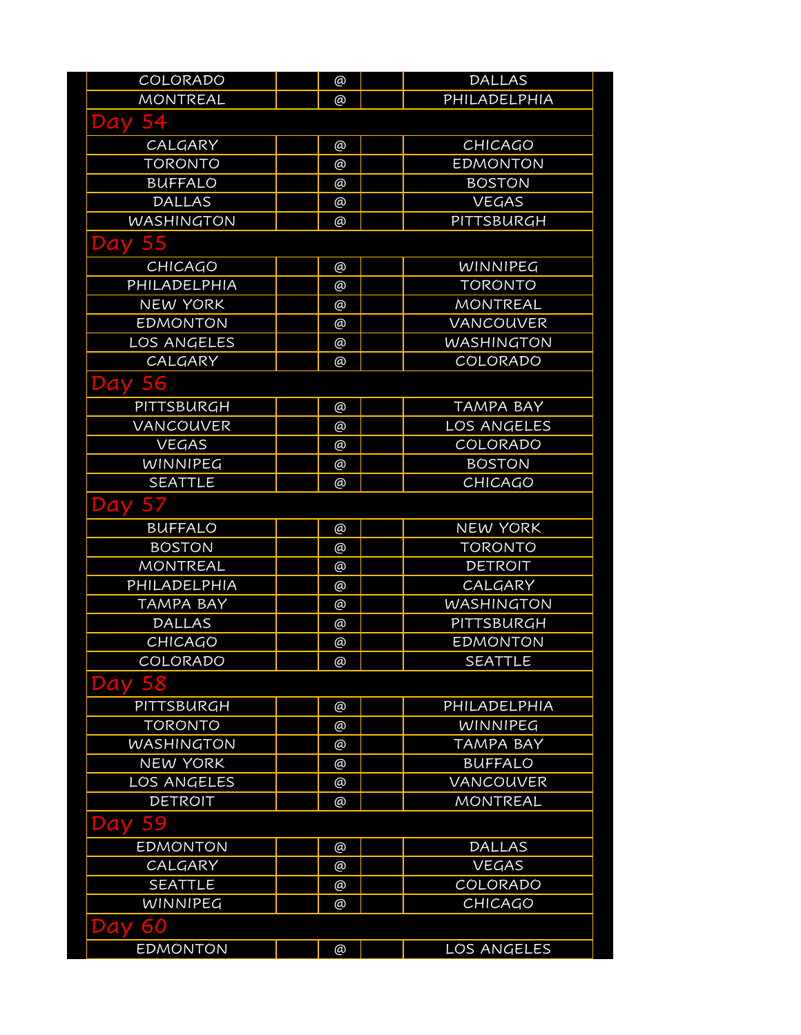| | | | | |
|---|---|---|---|---|
| COLORADO | | @ | | DALLAS |
| MONTREAL | | @ | | PHILADELPHIA |

## Day 54

| | | | | |
|---|---|---|---|---|
| CALGARY | | @ | | CHICAGO |
| TORONTO | | @ | | EDMONTON |
| BUFFALO | | @ | | BOSTON |
| DALLAS | | @ | | VEGAS |
| WASHINGTON | | @ | | PITTSBURGH |

## Day 55

| | | | | |
|---|---|---|---|---|
| CHICAGO | | @ | | WINNIPEG |
| PHILADELPHIA | | @ | | TORONTO |
| NEW YORK | | @ | | MONTREAL |
| EDMONTON | | @ | | VANCOUVER |
| LOS ANGELES | | @ | | WASHINGTON |
| CALGARY | | @ | | COLORADO |

## Day 56

| | | | | |
|---|---|---|---|---|
| PITTSBURGH | | @ | | TAMPA BAY |
| VANCOUVER | | @ | | LOS ANGELES |
| VEGAS | | @ | | COLORADO |
| WINNIPEG | | @ | | BOSTON |
| SEATTLE | | @ | | CHICAGO |

## Day 57

| | | | | |
|---|---|---|---|---|
| BUFFALO | | @ | | NEW YORK |
| BOSTON | | @ | | TORONTO |
| MONTREAL | | @ | | DETROIT |
| PHILADELPHIA | | @ | | CALGARY |
| TAMPA BAY | | @ | | WASHINGTON |
| DALLAS | | @ | | PITTSBURGH |
| CHICAGO | | @ | | EDMONTON |
| COLORADO | | @ | | SEATTLE |

## Day 58

| | | | | |
|---|---|---|---|---|
| PITTSBURGH | | @ | | PHILADELPHIA |
| TORONTO | | @ | | WINNIPEG |
| WASHINGTON | | @ | | TAMPA BAY |
| NEW YORK | | @ | | BUFFALO |
| LOS ANGELES | | @ | | VANCOUVER |
| DETROIT | | @ | | MONTREAL |

## Day 59

| | | | | |
|---|---|---|---|---|
| EDMONTON | | @ | | DALLAS |
| CALGARY | | @ | | VEGAS |
| SEATTLE | | @ | | COLORADO |
| WINNIPEG | | @ | | CHICAGO |

## Day 60

| | | | | |
|---|---|---|---|---|
| EDMONTON | | @ | | LOS ANGELES |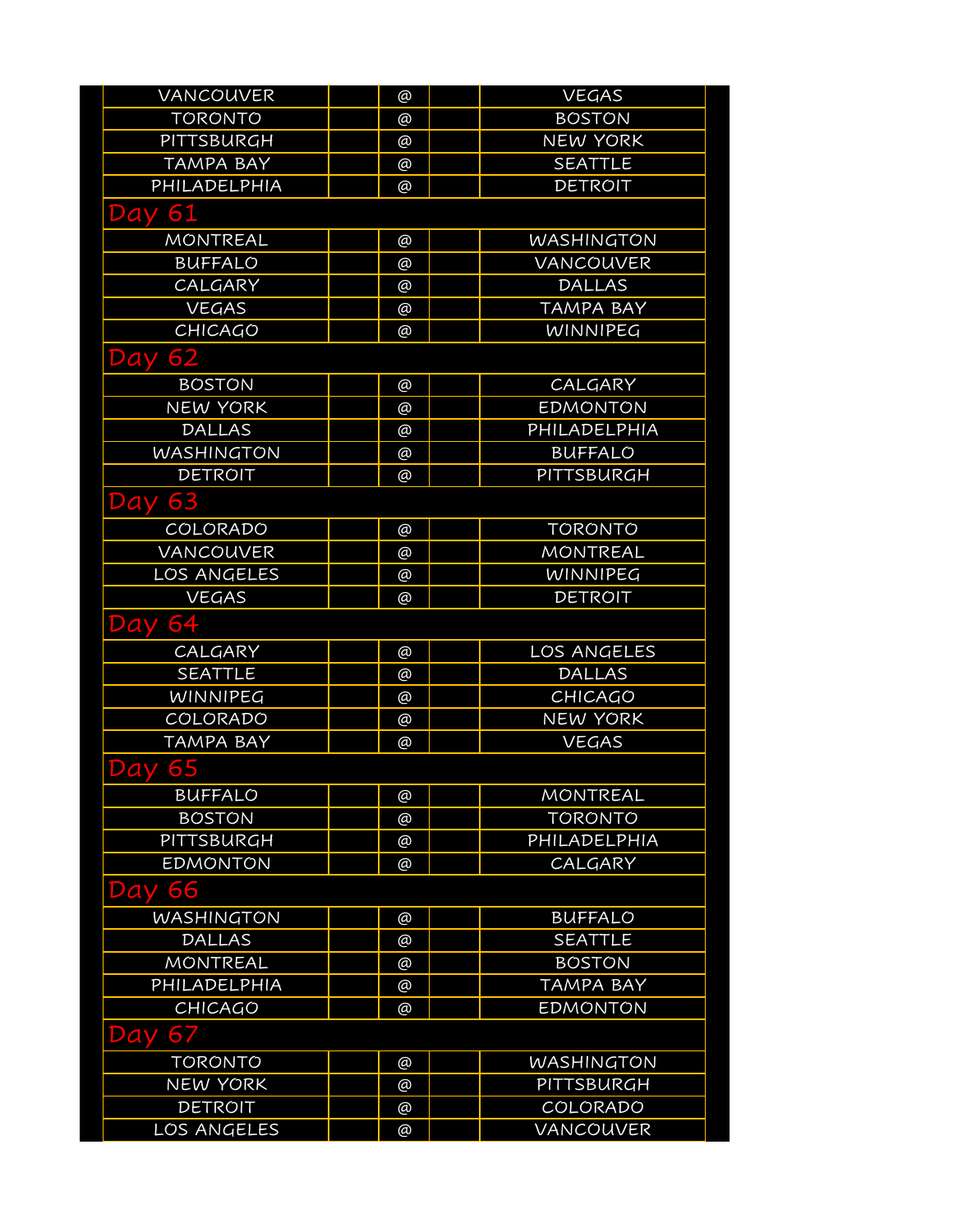| VANCOUVER | | @ | | VEGAS |
|---|---|---|---|---|
| TORONTO | | @ | | BOSTON |
| PITTSBURGH | | @ | | NEW YORK |
| TAMPA BAY | | @ | | SEATTLE |
| PHILADELPHIA | | @ | | DETROIT |

## Day 61

| MONTREAL | | @ | | WASHINGTON |
|---|---|---|---|---|
| BUFFALO | | @ | | VANCOUVER |
| CALGARY | | @ | | DALLAS |
| VEGAS | | @ | | TAMPA BAY |
| CHICAGO | | @ | | WINNIPEG |

## Day 62

| BOSTON | | @ | | CALGARY |
|---|---|---|---|---|
| NEW YORK | | @ | | EDMONTON |
| DALLAS | | @ | | PHILADELPHIA |
| WASHINGTON | | @ | | BUFFALO |
| DETROIT | | @ | | PITTSBURGH |

## Day 63

| COLORADO | | @ | | TORONTO |
|---|---|---|---|---|
| VANCOUVER | | @ | | MONTREAL |
| LOS ANGELES | | @ | | WINNIPEG |
| VEGAS | | @ | | DETROIT |

## Day 64

| CALGARY | | @ | | LOS ANGELES |
|---|---|---|---|---|
| SEATTLE | | @ | | DALLAS |
| WINNIPEG | | @ | | CHICAGO |
| COLORADO | | @ | | NEW YORK |
| TAMPA BAY | | @ | | VEGAS |

## Day 65

| BUFFALO | | @ | | MONTREAL |
|---|---|---|---|---|
| BOSTON | | @ | | TORONTO |
| PITTSBURGH | | @ | | PHILADELPHIA |
| EDMONTON | | @ | | CALGARY |

## Day 66

| WASHINGTON | | @ | | BUFFALO |
|---|---|---|---|---|
| DALLAS | | @ | | SEATTLE |
| MONTREAL | | @ | | BOSTON |
| PHILADELPHIA | | @ | | TAMPA BAY |
| CHICAGO | | @ | | EDMONTON |

## Day 67

| TORONTO | | @ | | WASHINGTON |
|---|---|---|---|---|
| NEW YORK | | @ | | PITTSBURGH |
| DETROIT | | @ | | COLORADO |
| LOS ANGELES | | @ | | VANCOUVER |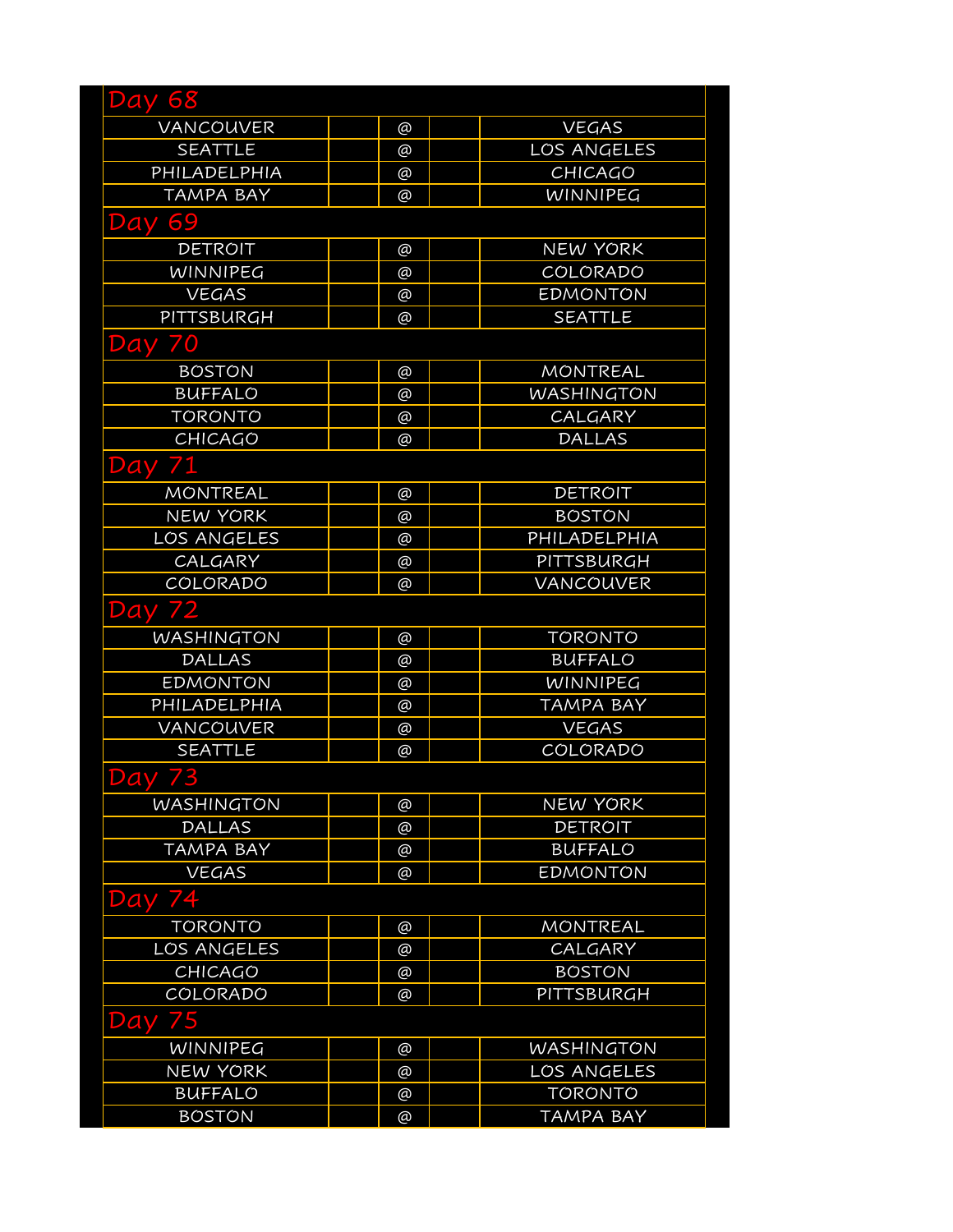## Day 68

| Away | | | | Home |
|---|---|---|---|---|
| VANCOUVER | | @ | | VEGAS |
| SEATTLE | | @ | | LOS ANGELES |
| PHILADELPHIA | | @ | | CHICAGO |
| TAMPA BAY | | @ | | WINNIPEG |

## Day 69

| Away | | | | Home |
|---|---|---|---|---|
| DETROIT | | @ | | NEW YORK |
| WINNIPEG | | @ | | COLORADO |
| VEGAS | | @ | | EDMONTON |
| PITTSBURGH | | @ | | SEATTLE |

## Day 70

| Away | | | | Home |
|---|---|---|---|---|
| BOSTON | | @ | | MONTREAL |
| BUFFALO | | @ | | WASHINGTON |
| TORONTO | | @ | | CALGARY |
| CHICAGO | | @ | | DALLAS |

## Day 71

| Away | | | | Home |
|---|---|---|---|---|
| MONTREAL | | @ | | DETROIT |
| NEW YORK | | @ | | BOSTON |
| LOS ANGELES | | @ | | PHILADELPHIA |
| CALGARY | | @ | | PITTSBURGH |
| COLORADO | | @ | | VANCOUVER |

## Day 72

| Away | | | | Home |
|---|---|---|---|---|
| WASHINGTON | | @ | | TORONTO |
| DALLAS | | @ | | BUFFALO |
| EDMONTON | | @ | | WINNIPEG |
| PHILADELPHIA | | @ | | TAMPA BAY |
| VANCOUVER | | @ | | VEGAS |
| SEATTLE | | @ | | COLORADO |

## Day 73

| Away | | | | Home |
|---|---|---|---|---|
| WASHINGTON | | @ | | NEW YORK |
| DALLAS | | @ | | DETROIT |
| TAMPA BAY | | @ | | BUFFALO |
| VEGAS | | @ | | EDMONTON |

## Day 74

| Away | | | | Home |
|---|---|---|---|---|
| TORONTO | | @ | | MONTREAL |
| LOS ANGELES | | @ | | CALGARY |
| CHICAGO | | @ | | BOSTON |
| COLORADO | | @ | | PITTSBURGH |

## Day 75

| Away | | | | Home |
|---|---|---|---|---|
| WINNIPEG | | @ | | WASHINGTON |
| NEW YORK | | @ | | LOS ANGELES |
| BUFFALO | | @ | | TORONTO |
| BOSTON | | @ | | TAMPA BAY |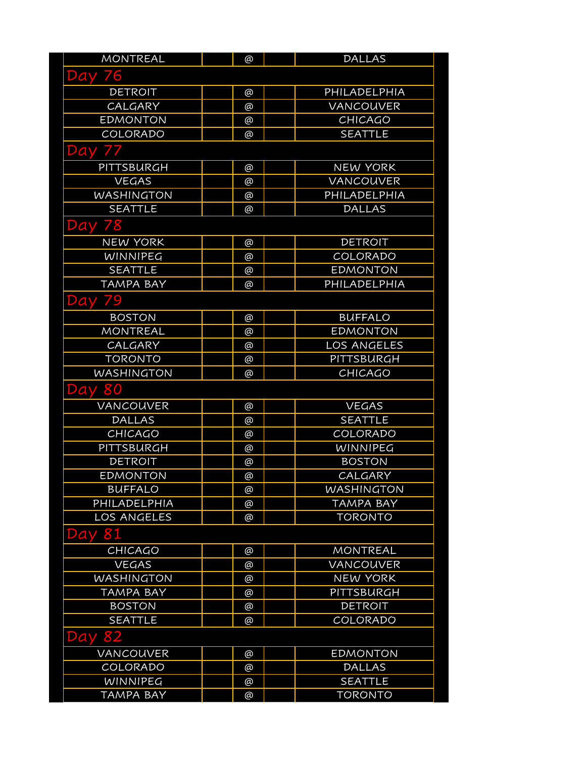| MONTREAL | | @ | | DALLAS |
|---|---|---|---|---|

## Day 76

| | | | | |
|---|---|---|---|---|
| DETROIT | | @ | | PHILADELPHIA |
| CALGARY | | @ | | VANCOUVER |
| EDMONTON | | @ | | CHICAGO |
| COLORADO | | @ | | SEATTLE |

## Day 77

| | | | | |
|---|---|---|---|---|
| PITTSBURGH | | @ | | NEW YORK |
| VEGAS | | @ | | VANCOUVER |
| WASHINGTON | | @ | | PHILADELPHIA |
| SEATTLE | | @ | | DALLAS |

## Day 78

| | | | | |
|---|---|---|---|---|
| NEW YORK | | @ | | DETROIT |
| WINNIPEG | | @ | | COLORADO |
| SEATTLE | | @ | | EDMONTON |
| TAMPA BAY | | @ | | PHILADELPHIA |

## Day 79

| | | | | |
|---|---|---|---|---|
| BOSTON | | @ | | BUFFALO |
| MONTREAL | | @ | | EDMONTON |
| CALGARY | | @ | | LOS ANGELES |
| TORONTO | | @ | | PITTSBURGH |
| WASHINGTON | | @ | | CHICAGO |

## Day 80

| | | | | |
|---|---|---|---|---|
| VANCOUVER | | @ | | VEGAS |
| DALLAS | | @ | | SEATTLE |
| CHICAGO | | @ | | COLORADO |
| PITTSBURGH | | @ | | WINNIPEG |
| DETROIT | | @ | | BOSTON |
| EDMONTON | | @ | | CALGARY |
| BUFFALO | | @ | | WASHINGTON |
| PHILADELPHIA | | @ | | TAMPA BAY |
| LOS ANGELES | | @ | | TORONTO |

## Day 81

| | | | | |
|---|---|---|---|---|
| CHICAGO | | @ | | MONTREAL |
| VEGAS | | @ | | VANCOUVER |
| WASHINGTON | | @ | | NEW YORK |
| TAMPA BAY | | @ | | PITTSBURGH |
| BOSTON | | @ | | DETROIT |
| SEATTLE | | @ | | COLORADO |

## Day 82

| | | | | |
|---|---|---|---|---|
| VANCOUVER | | @ | | EDMONTON |
| COLORADO | | @ | | DALLAS |
| WINNIPEG | | @ | | SEATTLE |
| TAMPA BAY | | @ | | TORONTO |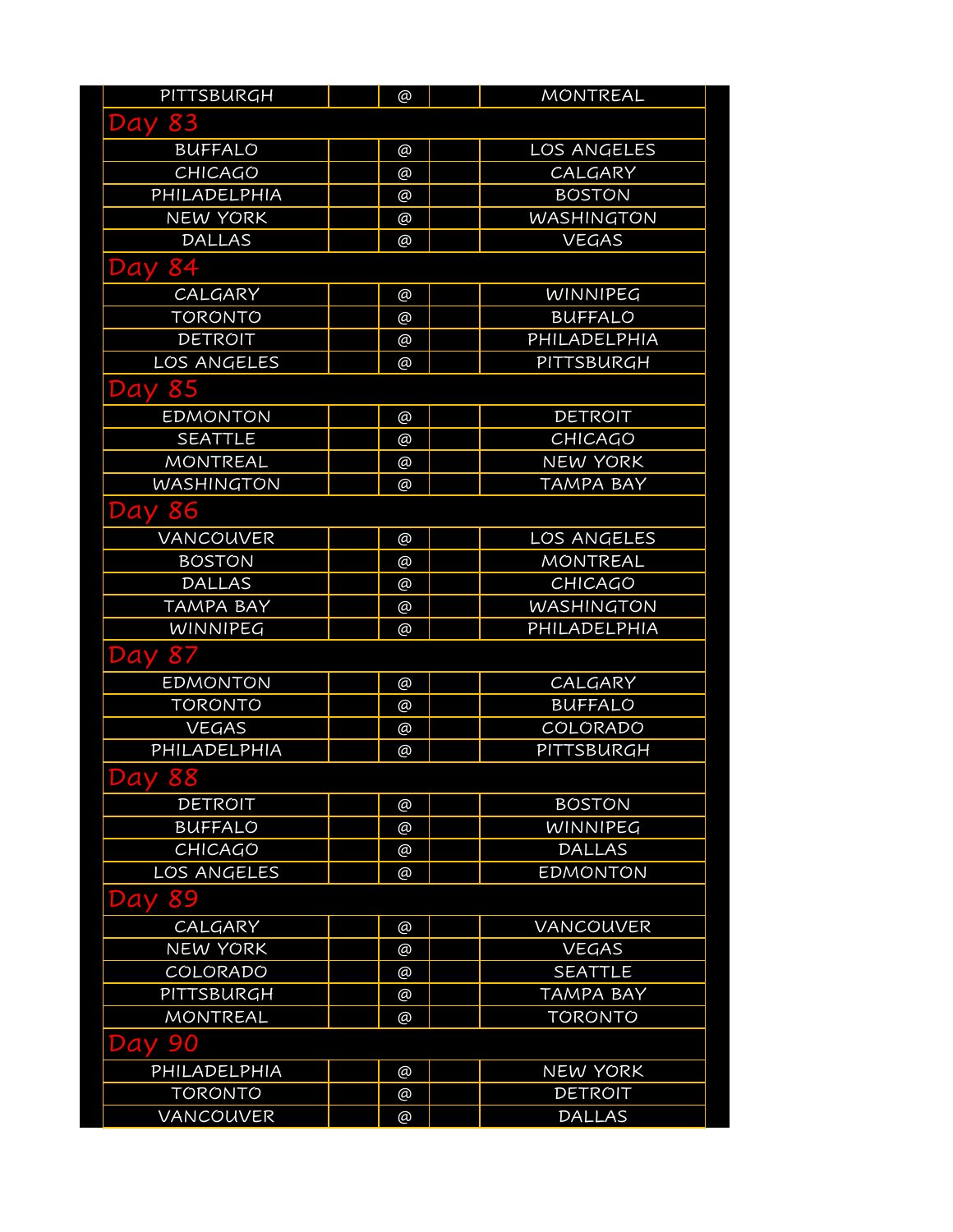| PITTSBURGH | | @ | | MONTREAL |
|---|---|---|---|---|

## Day 83

| BUFFALO | | @ | | LOS ANGELES |
|---|---|---|---|---|
| CHICAGO | | @ | | CALGARY |
| PHILADELPHIA | | @ | | BOSTON |
| NEW YORK | | @ | | WASHINGTON |
| DALLAS | | @ | | VEGAS |

## Day 84

| CALGARY | | @ | | WINNIPEG |
|---|---|---|---|---|
| TORONTO | | @ | | BUFFALO |
| DETROIT | | @ | | PHILADELPHIA |
| LOS ANGELES | | @ | | PITTSBURGH |

## Day 85

| EDMONTON | | @ | | DETROIT |
|---|---|---|---|---|
| SEATTLE | | @ | | CHICAGO |
| MONTREAL | | @ | | NEW YORK |
| WASHINGTON | | @ | | TAMPA BAY |

## Day 86

| VANCOUVER | | @ | | LOS ANGELES |
|---|---|---|---|---|
| BOSTON | | @ | | MONTREAL |
| DALLAS | | @ | | CHICAGO |
| TAMPA BAY | | @ | | WASHINGTON |
| WINNIPEG | | @ | | PHILADELPHIA |

## Day 87

| EDMONTON | | @ | | CALGARY |
|---|---|---|---|---|
| TORONTO | | @ | | BUFFALO |
| VEGAS | | @ | | COLORADO |
| PHILADELPHIA | | @ | | PITTSBURGH |

## Day 88

| DETROIT | | @ | | BOSTON |
|---|---|---|---|---|
| BUFFALO | | @ | | WINNIPEG |
| CHICAGO | | @ | | DALLAS |
| LOS ANGELES | | @ | | EDMONTON |

## Day 89

| CALGARY | | @ | | VANCOUVER |
|---|---|---|---|---|
| NEW YORK | | @ | | VEGAS |
| COLORADO | | @ | | SEATTLE |
| PITTSBURGH | | @ | | TAMPA BAY |
| MONTREAL | | @ | | TORONTO |

## Day 90

| PHILADELPHIA | | @ | | NEW YORK |
|---|---|---|---|---|
| TORONTO | | @ | | DETROIT |
| VANCOUVER | | @ | | DALLAS |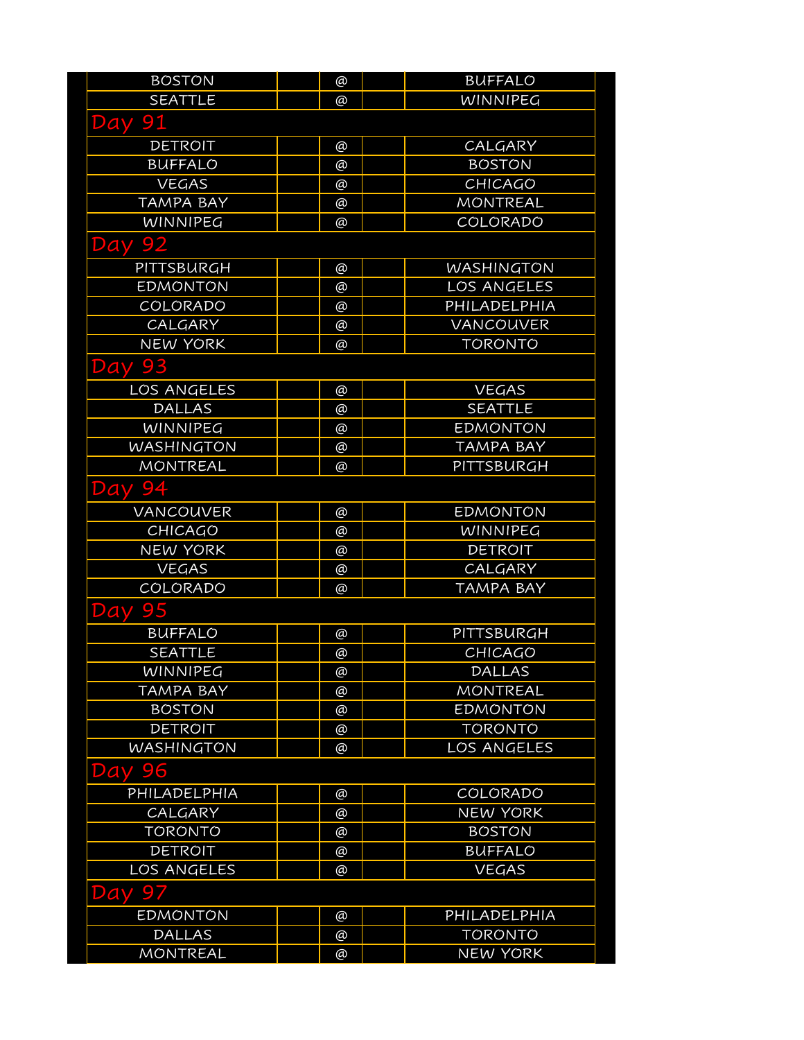| | | | | |
|---|---|---|---|---|
| BOSTON | | @ | | BUFFALO |
| SEATTLE | | @ | | WINNIPEG |

## Day 91

| | | | | |
|---|---|---|---|---|
| DETROIT | | @ | | CALGARY |
| BUFFALO | | @ | | BOSTON |
| VEGAS | | @ | | CHICAGO |
| TAMPA BAY | | @ | | MONTREAL |
| WINNIPEG | | @ | | COLORADO |

## Day 92

| | | | | |
|---|---|---|---|---|
| PITTSBURGH | | @ | | WASHINGTON |
| EDMONTON | | @ | | LOS ANGELES |
| COLORADO | | @ | | PHILADELPHIA |
| CALGARY | | @ | | VANCOUVER |
| NEW YORK | | @ | | TORONTO |

## Day 93

| | | | | |
|---|---|---|---|---|
| LOS ANGELES | | @ | | VEGAS |
| DALLAS | | @ | | SEATTLE |
| WINNIPEG | | @ | | EDMONTON |
| WASHINGTON | | @ | | TAMPA BAY |
| MONTREAL | | @ | | PITTSBURGH |

## Day 94

| | | | | |
|---|---|---|---|---|
| VANCOUVER | | @ | | EDMONTON |
| CHICAGO | | @ | | WINNIPEG |
| NEW YORK | | @ | | DETROIT |
| VEGAS | | @ | | CALGARY |
| COLORADO | | @ | | TAMPA BAY |

## Day 95

| | | | | |
|---|---|---|---|---|
| BUFFALO | | @ | | PITTSBURGH |
| SEATTLE | | @ | | CHICAGO |
| WINNIPEG | | @ | | DALLAS |
| TAMPA BAY | | @ | | MONTREAL |
| BOSTON | | @ | | EDMONTON |
| DETROIT | | @ | | TORONTO |
| WASHINGTON | | @ | | LOS ANGELES |

## Day 96

| | | | | |
|---|---|---|---|---|
| PHILADELPHIA | | @ | | COLORADO |
| CALGARY | | @ | | NEW YORK |
| TORONTO | | @ | | BOSTON |
| DETROIT | | @ | | BUFFALO |
| LOS ANGELES | | @ | | VEGAS |

## Day 97

| | | | | |
|---|---|---|---|---|
| EDMONTON | | @ | | PHILADELPHIA |
| DALLAS | | @ | | TORONTO |
| MONTREAL | | @ | | NEW YORK |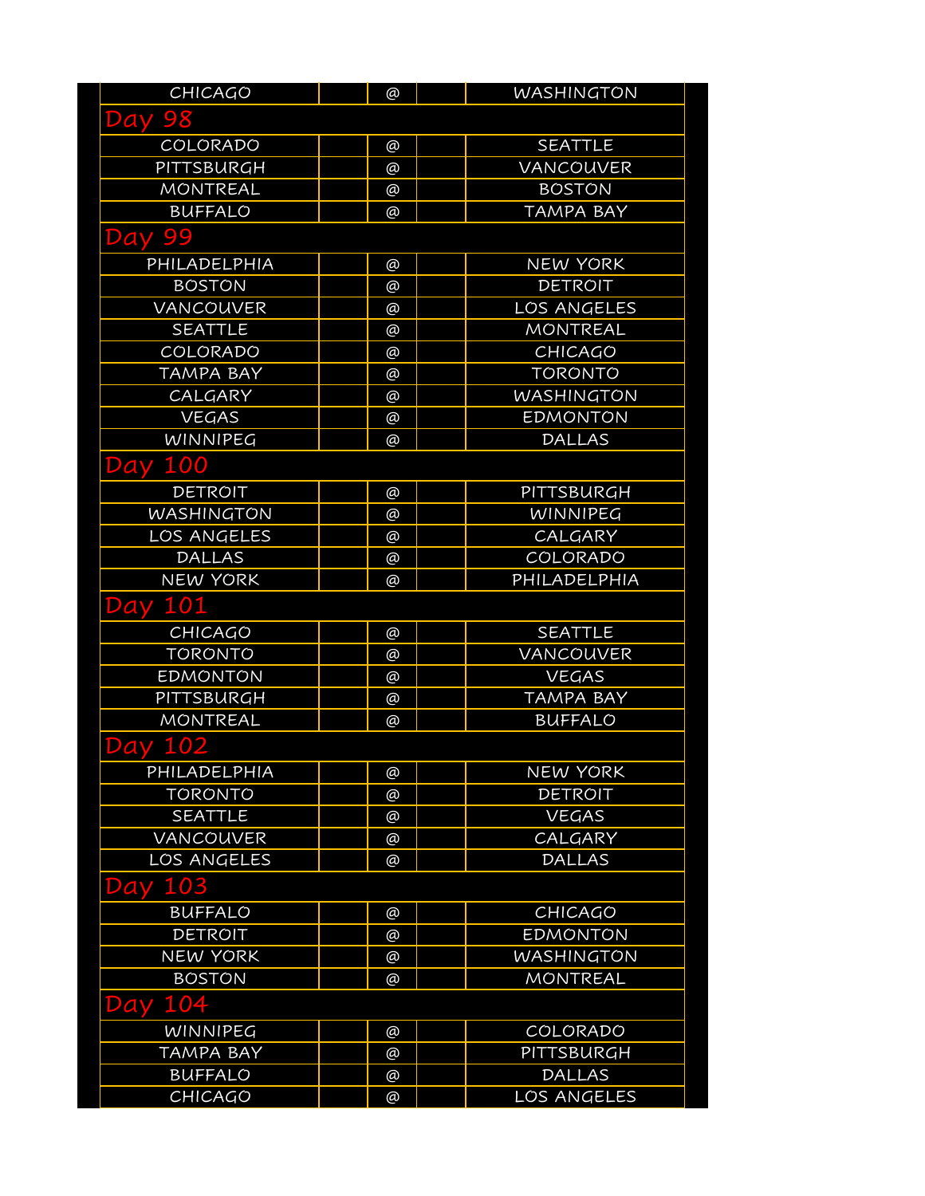| | | | | |
|---|---|---|---|---|
| CHICAGO | | @ | | WASHINGTON |

## Day 98

| | | | | |
|---|---|---|---|---|
| COLORADO | | @ | | SEATTLE |
| PITTSBURGH | | @ | | VANCOUVER |
| MONTREAL | | @ | | BOSTON |
| BUFFALO | | @ | | TAMPA BAY |

## Day 99

| | | | | |
|---|---|---|---|---|
| PHILADELPHIA | | @ | | NEW YORK |
| BOSTON | | @ | | DETROIT |
| VANCOUVER | | @ | | LOS ANGELES |
| SEATTLE | | @ | | MONTREAL |
| COLORADO | | @ | | CHICAGO |
| TAMPA BAY | | @ | | TORONTO |
| CALGARY | | @ | | WASHINGTON |
| VEGAS | | @ | | EDMONTON |
| WINNIPEG | | @ | | DALLAS |

## Day 100

| | | | | |
|---|---|---|---|---|
| DETROIT | | @ | | PITTSBURGH |
| WASHINGTON | | @ | | WINNIPEG |
| LOS ANGELES | | @ | | CALGARY |
| DALLAS | | @ | | COLORADO |
| NEW YORK | | @ | | PHILADELPHIA |

## Day 101

| | | | | |
|---|---|---|---|---|
| CHICAGO | | @ | | SEATTLE |
| TORONTO | | @ | | VANCOUVER |
| EDMONTON | | @ | | VEGAS |
| PITTSBURGH | | @ | | TAMPA BAY |
| MONTREAL | | @ | | BUFFALO |

## Day 102

| | | | | |
|---|---|---|---|---|
| PHILADELPHIA | | @ | | NEW YORK |
| TORONTO | | @ | | DETROIT |
| SEATTLE | | @ | | VEGAS |
| VANCOUVER | | @ | | CALGARY |
| LOS ANGELES | | @ | | DALLAS |

## Day 103

| | | | | |
|---|---|---|---|---|
| BUFFALO | | @ | | CHICAGO |
| DETROIT | | @ | | EDMONTON |
| NEW YORK | | @ | | WASHINGTON |
| BOSTON | | @ | | MONTREAL |

## Day 104

| | | | | |
|---|---|---|---|---|
| WINNIPEG | | @ | | COLORADO |
| TAMPA BAY | | @ | | PITTSBURGH |
| BUFFALO | | @ | | DALLAS |
| CHICAGO | | @ | | LOS ANGELES |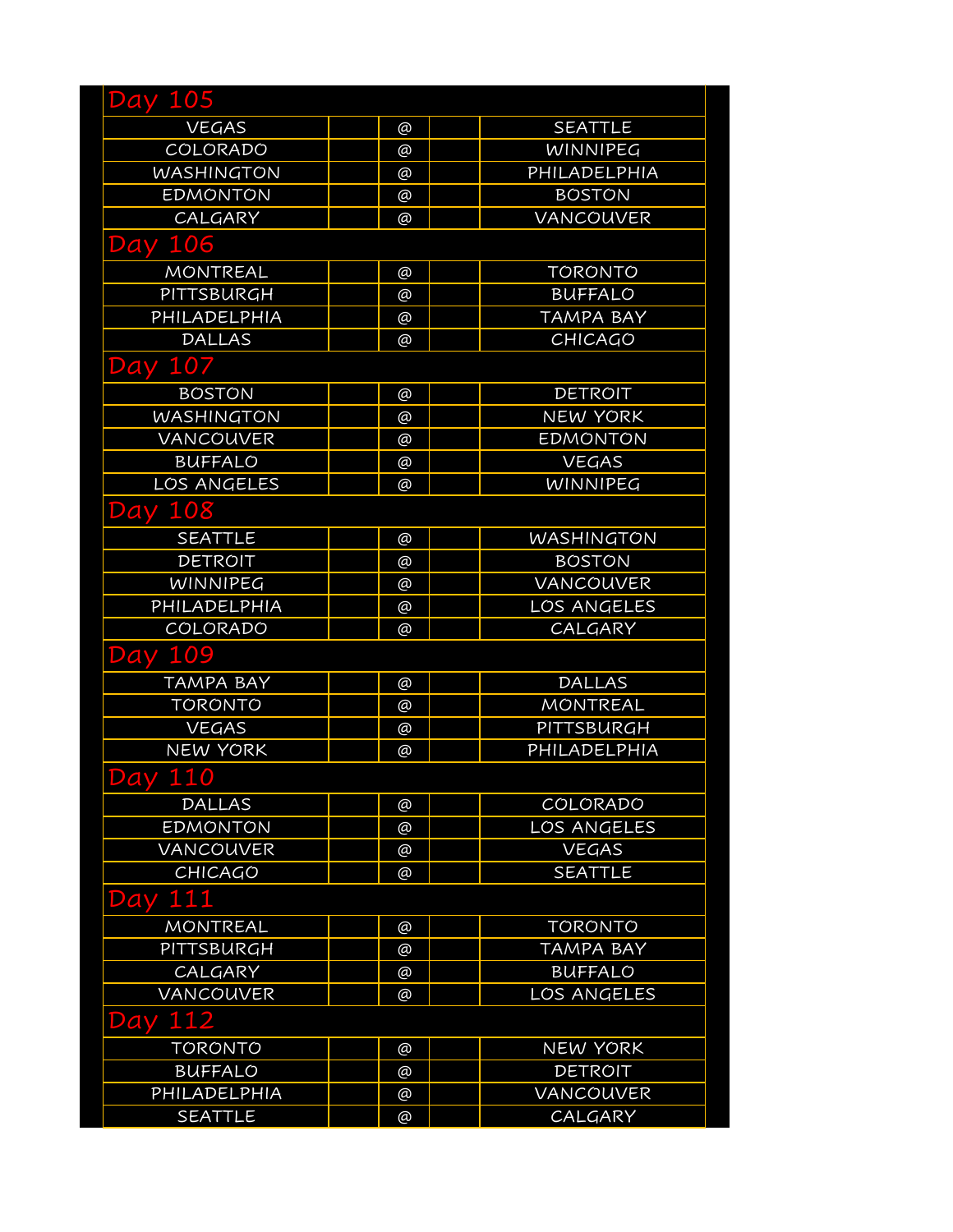## Day 105

| | | | | |
|---|---|---|---|---|
| VEGAS | | @ | | SEATTLE |
| COLORADO | | @ | | WINNIPEG |
| WASHINGTON | | @ | | PHILADELPHIA |
| EDMONTON | | @ | | BOSTON |
| CALGARY | | @ | | VANCOUVER |

## Day 106

| | | | | |
|---|---|---|---|---|
| MONTREAL | | @ | | TORONTO |
| PITTSBURGH | | @ | | BUFFALO |
| PHILADELPHIA | | @ | | TAMPA BAY |
| DALLAS | | @ | | CHICAGO |

## Day 107

| | | | | |
|---|---|---|---|---|
| BOSTON | | @ | | DETROIT |
| WASHINGTON | | @ | | NEW YORK |
| VANCOUVER | | @ | | EDMONTON |
| BUFFALO | | @ | | VEGAS |
| LOS ANGELES | | @ | | WINNIPEG |

## Day 108

| | | | | |
|---|---|---|---|---|
| SEATTLE | | @ | | WASHINGTON |
| DETROIT | | @ | | BOSTON |
| WINNIPEG | | @ | | VANCOUVER |
| PHILADELPHIA | | @ | | LOS ANGELES |
| COLORADO | | @ | | CALGARY |

## Day 109

| | | | | |
|---|---|---|---|---|
| TAMPA BAY | | @ | | DALLAS |
| TORONTO | | @ | | MONTREAL |
| VEGAS | | @ | | PITTSBURGH |
| NEW YORK | | @ | | PHILADELPHIA |

## Day 110

| | | | | |
|---|---|---|---|---|
| DALLAS | | @ | | COLORADO |
| EDMONTON | | @ | | LOS ANGELES |
| VANCOUVER | | @ | | VEGAS |
| CHICAGO | | @ | | SEATTLE |

## Day 111

| | | | | |
|---|---|---|---|---|
| MONTREAL | | @ | | TORONTO |
| PITTSBURGH | | @ | | TAMPA BAY |
| CALGARY | | @ | | BUFFALO |
| VANCOUVER | | @ | | LOS ANGELES |

## Day 112

| | | | | |
|---|---|---|---|---|
| TORONTO | | @ | | NEW YORK |
| BUFFALO | | @ | | DETROIT |
| PHILADELPHIA | | @ | | VANCOUVER |
| SEATTLE | | @ | | CALGARY |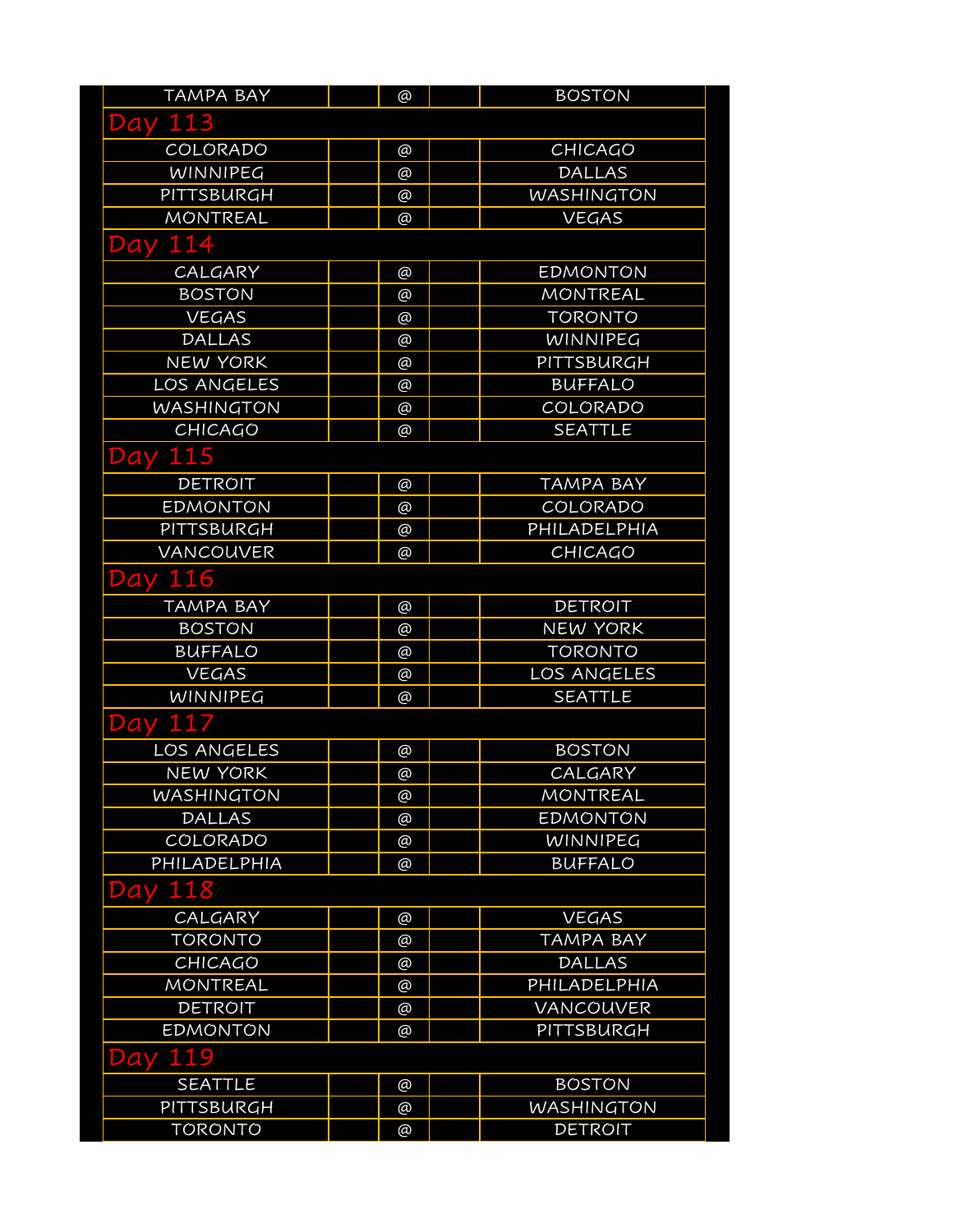| | | | | |
|---|---|---|---|---|
| TAMPA BAY | | @ | | BOSTON |

## Day 113

| | | | | |
|---|---|---|---|---|
| COLORADO | | @ | | CHICAGO |
| WINNIPEG | | @ | | DALLAS |
| PITTSBURGH | | @ | | WASHINGTON |
| MONTREAL | | @ | | VEGAS |

## Day 114

| | | | | |
|---|---|---|---|---|
| CALGARY | | @ | | EDMONTON |
| BOSTON | | @ | | MONTREAL |
| VEGAS | | @ | | TORONTO |
| DALLAS | | @ | | WINNIPEG |
| NEW YORK | | @ | | PITTSBURGH |
| LOS ANGELES | | @ | | BUFFALO |
| WASHINGTON | | @ | | COLORADO |
| CHICAGO | | @ | | SEATTLE |

## Day 115

| | | | | |
|---|---|---|---|---|
| DETROIT | | @ | | TAMPA BAY |
| EDMONTON | | @ | | COLORADO |
| PITTSBURGH | | @ | | PHILADELPHIA |
| VANCOUVER | | @ | | CHICAGO |

## Day 116

| | | | | |
|---|---|---|---|---|
| TAMPA BAY | | @ | | DETROIT |
| BOSTON | | @ | | NEW YORK |
| BUFFALO | | @ | | TORONTO |
| VEGAS | | @ | | LOS ANGELES |
| WINNIPEG | | @ | | SEATTLE |

## Day 117

| | | | | |
|---|---|---|---|---|
| LOS ANGELES | | @ | | BOSTON |
| NEW YORK | | @ | | CALGARY |
| WASHINGTON | | @ | | MONTREAL |
| DALLAS | | @ | | EDMONTON |
| COLORADO | | @ | | WINNIPEG |
| PHILADELPHIA | | @ | | BUFFALO |

## Day 118

| | | | | |
|---|---|---|---|---|
| CALGARY | | @ | | VEGAS |
| TORONTO | | @ | | TAMPA BAY |
| CHICAGO | | @ | | DALLAS |
| MONTREAL | | @ | | PHILADELPHIA |
| DETROIT | | @ | | VANCOUVER |
| EDMONTON | | @ | | PITTSBURGH |

## Day 119

| | | | | |
|---|---|---|---|---|
| SEATTLE | | @ | | BOSTON |
| PITTSBURGH | | @ | | WASHINGTON |
| TORONTO | | @ | | DETROIT |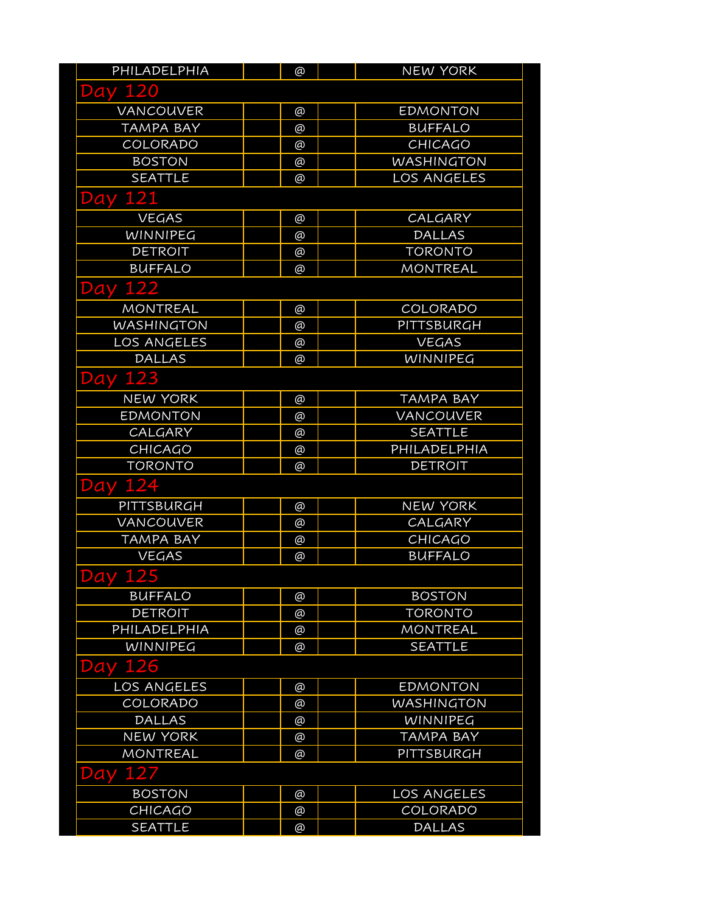| | | | | |
|---|---|---|---|---|
| PHILADELPHIA | | @ | | NEW YORK |

## Day 120

| | | | | |
|---|---|---|---|---|
| VANCOUVER | | @ | | EDMONTON |
| TAMPA BAY | | @ | | BUFFALO |
| COLORADO | | @ | | CHICAGO |
| BOSTON | | @ | | WASHINGTON |
| SEATTLE | | @ | | LOS ANGELES |

## Day 121

| | | | | |
|---|---|---|---|---|
| VEGAS | | @ | | CALGARY |
| WINNIPEG | | @ | | DALLAS |
| DETROIT | | @ | | TORONTO |
| BUFFALO | | @ | | MONTREAL |

## Day 122

| | | | | |
|---|---|---|---|---|
| MONTREAL | | @ | | COLORADO |
| WASHINGTON | | @ | | PITTSBURGH |
| LOS ANGELES | | @ | | VEGAS |
| DALLAS | | @ | | WINNIPEG |

## Day 123

| | | | | |
|---|---|---|---|---|
| NEW YORK | | @ | | TAMPA BAY |
| EDMONTON | | @ | | VANCOUVER |
| CALGARY | | @ | | SEATTLE |
| CHICAGO | | @ | | PHILADELPHIA |
| TORONTO | | @ | | DETROIT |

## Day 124

| | | | | |
|---|---|---|---|---|
| PITTSBURGH | | @ | | NEW YORK |
| VANCOUVER | | @ | | CALGARY |
| TAMPA BAY | | @ | | CHICAGO |
| VEGAS | | @ | | BUFFALO |

## Day 125

| | | | | |
|---|---|---|---|---|
| BUFFALO | | @ | | BOSTON |
| DETROIT | | @ | | TORONTO |
| PHILADELPHIA | | @ | | MONTREAL |
| WINNIPEG | | @ | | SEATTLE |

## Day 126

| | | | | |
|---|---|---|---|---|
| LOS ANGELES | | @ | | EDMONTON |
| COLORADO | | @ | | WASHINGTON |
| DALLAS | | @ | | WINNIPEG |
| NEW YORK | | @ | | TAMPA BAY |
| MONTREAL | | @ | | PITTSBURGH |

## Day 127

| | | | | |
|---|---|---|---|---|
| BOSTON | | @ | | LOS ANGELES |
| CHICAGO | | @ | | COLORADO |
| SEATTLE | | @ | | DALLAS |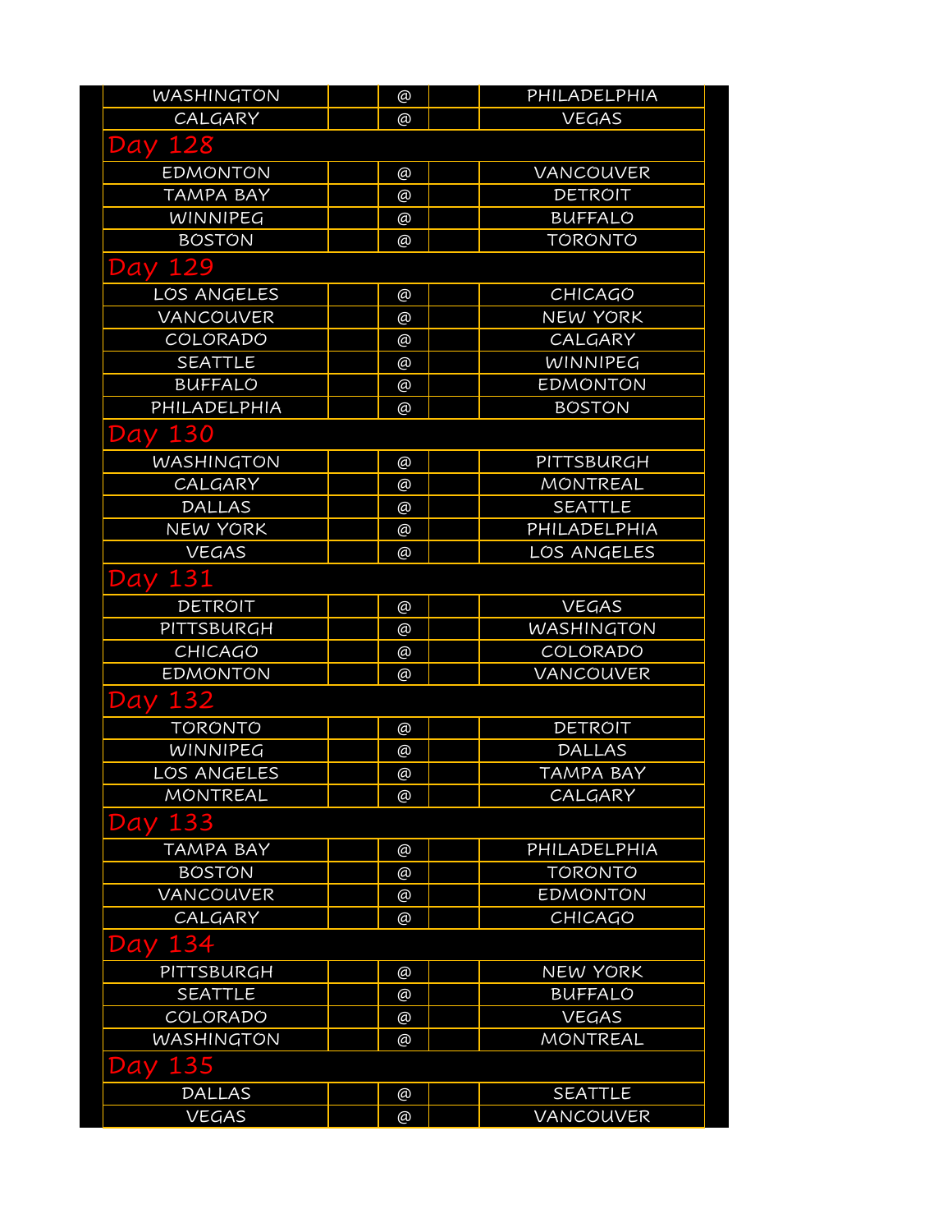| | | | | |
|---|---|---|---|---|
| WASHINGTON | | @ | | PHILADELPHIA |
| CALGARY | | @ | | VEGAS |

## Day 128

| | | | | |
|---|---|---|---|---|
| EDMONTON | | @ | | VANCOUVER |
| TAMPA BAY | | @ | | DETROIT |
| WINNIPEG | | @ | | BUFFALO |
| BOSTON | | @ | | TORONTO |

## Day 129

| | | | | |
|---|---|---|---|---|
| LOS ANGELES | | @ | | CHICAGO |
| VANCOUVER | | @ | | NEW YORK |
| COLORADO | | @ | | CALGARY |
| SEATTLE | | @ | | WINNIPEG |
| BUFFALO | | @ | | EDMONTON |
| PHILADELPHIA | | @ | | BOSTON |

## Day 130

| | | | | |
|---|---|---|---|---|
| WASHINGTON | | @ | | PITTSBURGH |
| CALGARY | | @ | | MONTREAL |
| DALLAS | | @ | | SEATTLE |
| NEW YORK | | @ | | PHILADELPHIA |
| VEGAS | | @ | | LOS ANGELES |

## Day 131

| | | | | |
|---|---|---|---|---|
| DETROIT | | @ | | VEGAS |
| PITTSBURGH | | @ | | WASHINGTON |
| CHICAGO | | @ | | COLORADO |
| EDMONTON | | @ | | VANCOUVER |

## Day 132

| | | | | |
|---|---|---|---|---|
| TORONTO | | @ | | DETROIT |
| WINNIPEG | | @ | | DALLAS |
| LOS ANGELES | | @ | | TAMPA BAY |
| MONTREAL | | @ | | CALGARY |

## Day 133

| | | | | |
|---|---|---|---|---|
| TAMPA BAY | | @ | | PHILADELPHIA |
| BOSTON | | @ | | TORONTO |
| VANCOUVER | | @ | | EDMONTON |
| CALGARY | | @ | | CHICAGO |

## Day 134

| | | | | |
|---|---|---|---|---|
| PITTSBURGH | | @ | | NEW YORK |
| SEATTLE | | @ | | BUFFALO |
| COLORADO | | @ | | VEGAS |
| WASHINGTON | | @ | | MONTREAL |

## Day 135

| | | | | |
|---|---|---|---|---|
| DALLAS | | @ | | SEATTLE |
| VEGAS | | @ | | VANCOUVER |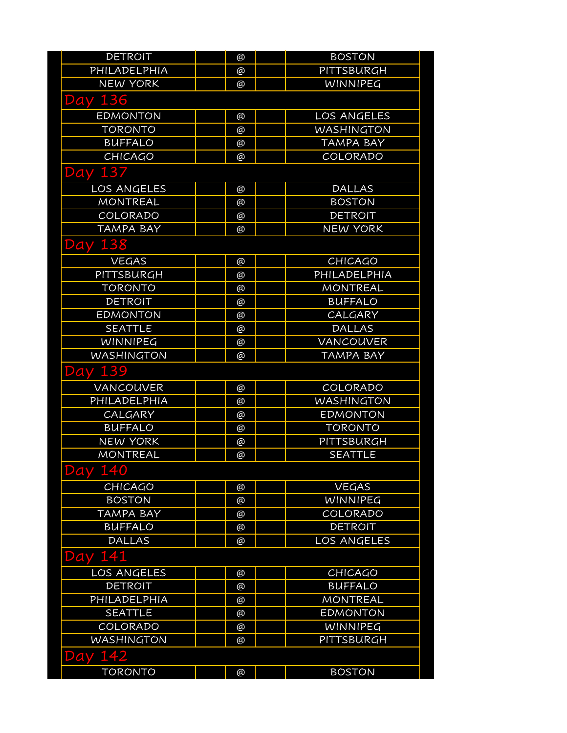| DETROIT | | @ | | BOSTON |
|---|---|---|---|---|
| PHILADELPHIA | | @ | | PITTSBURGH |
| NEW YORK | | @ | | WINNIPEG |

## Day 136

| EDMONTON | | @ | | LOS ANGELES |
|---|---|---|---|---|
| TORONTO | | @ | | WASHINGTON |
| BUFFALO | | @ | | TAMPA BAY |
| CHICAGO | | @ | | COLORADO |

## Day 137

| LOS ANGELES | | @ | | DALLAS |
|---|---|---|---|---|
| MONTREAL | | @ | | BOSTON |
| COLORADO | | @ | | DETROIT |
| TAMPA BAY | | @ | | NEW YORK |

## Day 138

| VEGAS | | @ | | CHICAGO |
|---|---|---|---|---|
| PITTSBURGH | | @ | | PHILADELPHIA |
| TORONTO | | @ | | MONTREAL |
| DETROIT | | @ | | BUFFALO |
| EDMONTON | | @ | | CALGARY |
| SEATTLE | | @ | | DALLAS |
| WINNIPEG | | @ | | VANCOUVER |
| WASHINGTON | | @ | | TAMPA BAY |

## Day 139

| VANCOUVER | | @ | | COLORADO |
|---|---|---|---|---|
| PHILADELPHIA | | @ | | WASHINGTON |
| CALGARY | | @ | | EDMONTON |
| BUFFALO | | @ | | TORONTO |
| NEW YORK | | @ | | PITTSBURGH |
| MONTREAL | | @ | | SEATTLE |

## Day 140

| CHICAGO | | @ | | VEGAS |
|---|---|---|---|---|
| BOSTON | | @ | | WINNIPEG |
| TAMPA BAY | | @ | | COLORADO |
| BUFFALO | | @ | | DETROIT |
| DALLAS | | @ | | LOS ANGELES |

## Day 141

| LOS ANGELES | | @ | | CHICAGO |
|---|---|---|---|---|
| DETROIT | | @ | | BUFFALO |
| PHILADELPHIA | | @ | | MONTREAL |
| SEATTLE | | @ | | EDMONTON |
| COLORADO | | @ | | WINNIPEG |
| WASHINGTON | | @ | | PITTSBURGH |

## Day 142

| TORONTO | | @ | | BOSTON |
|---|---|---|---|---|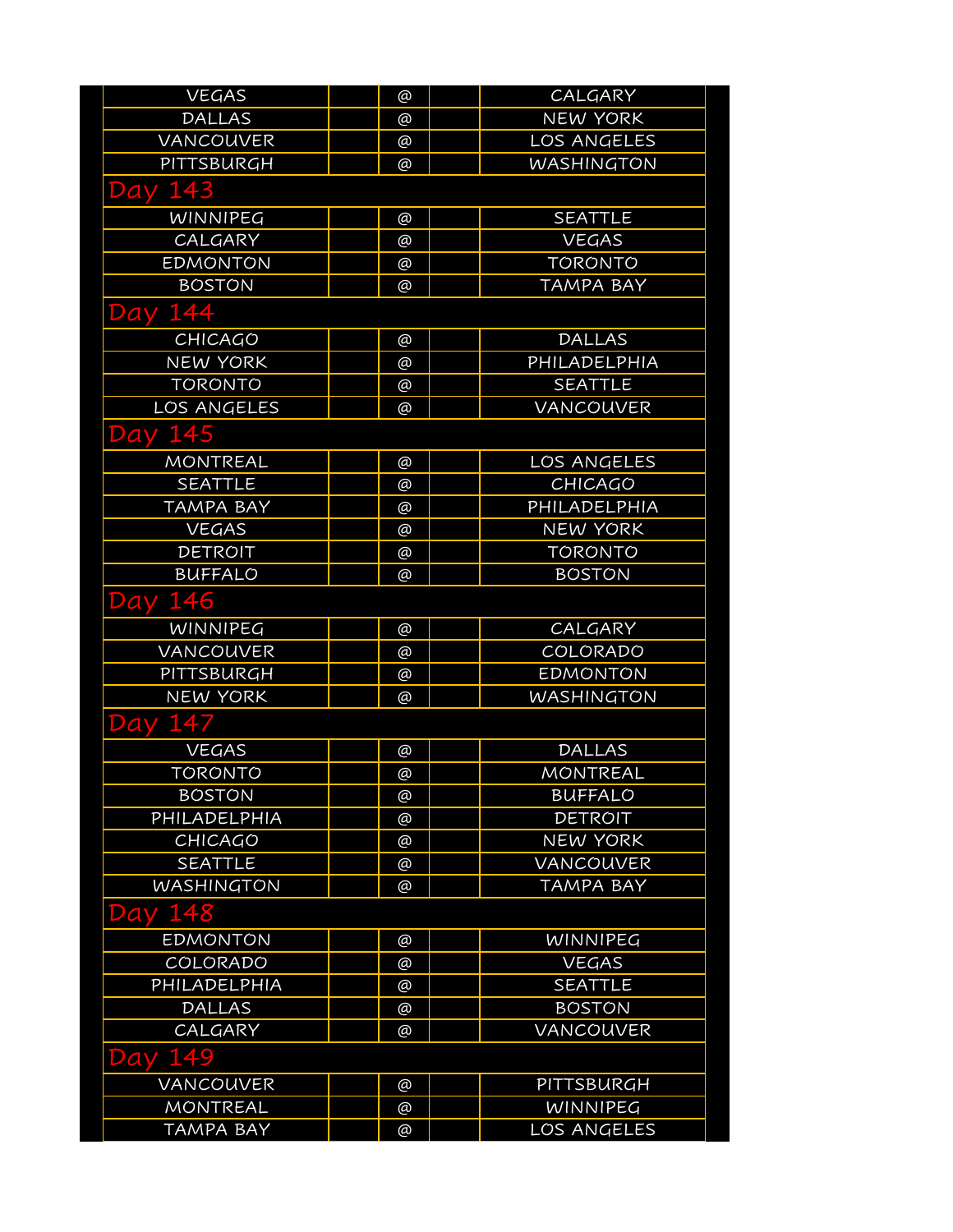| | | | | |
|---|---|---|---|---|
| VEGAS | | @ | | CALGARY |
| DALLAS | | @ | | NEW YORK |
| VANCOUVER | | @ | | LOS ANGELES |
| PITTSBURGH | | @ | | WASHINGTON |

## Day 143

| | | | | |
|---|---|---|---|---|
| WINNIPEG | | @ | | SEATTLE |
| CALGARY | | @ | | VEGAS |
| EDMONTON | | @ | | TORONTO |
| BOSTON | | @ | | TAMPA BAY |

## Day 144

| | | | | |
|---|---|---|---|---|
| CHICAGO | | @ | | DALLAS |
| NEW YORK | | @ | | PHILADELPHIA |
| TORONTO | | @ | | SEATTLE |
| LOS ANGELES | | @ | | VANCOUVER |

## Day 145

| | | | | |
|---|---|---|---|---|
| MONTREAL | | @ | | LOS ANGELES |
| SEATTLE | | @ | | CHICAGO |
| TAMPA BAY | | @ | | PHILADELPHIA |
| VEGAS | | @ | | NEW YORK |
| DETROIT | | @ | | TORONTO |
| BUFFALO | | @ | | BOSTON |

## Day 146

| | | | | |
|---|---|---|---|---|
| WINNIPEG | | @ | | CALGARY |
| VANCOUVER | | @ | | COLORADO |
| PITTSBURGH | | @ | | EDMONTON |
| NEW YORK | | @ | | WASHINGTON |

## Day 147

| | | | | |
|---|---|---|---|---|
| VEGAS | | @ | | DALLAS |
| TORONTO | | @ | | MONTREAL |
| BOSTON | | @ | | BUFFALO |
| PHILADELPHIA | | @ | | DETROIT |
| CHICAGO | | @ | | NEW YORK |
| SEATTLE | | @ | | VANCOUVER |
| WASHINGTON | | @ | | TAMPA BAY |

## Day 148

| | | | | |
|---|---|---|---|---|
| EDMONTON | | @ | | WINNIPEG |
| COLORADO | | @ | | VEGAS |
| PHILADELPHIA | | @ | | SEATTLE |
| DALLAS | | @ | | BOSTON |
| CALGARY | | @ | | VANCOUVER |

## Day 149

| | | | | |
|---|---|---|---|---|
| VANCOUVER | | @ | | PITTSBURGH |
| MONTREAL | | @ | | WINNIPEG |
| TAMPA BAY | | @ | | LOS ANGELES |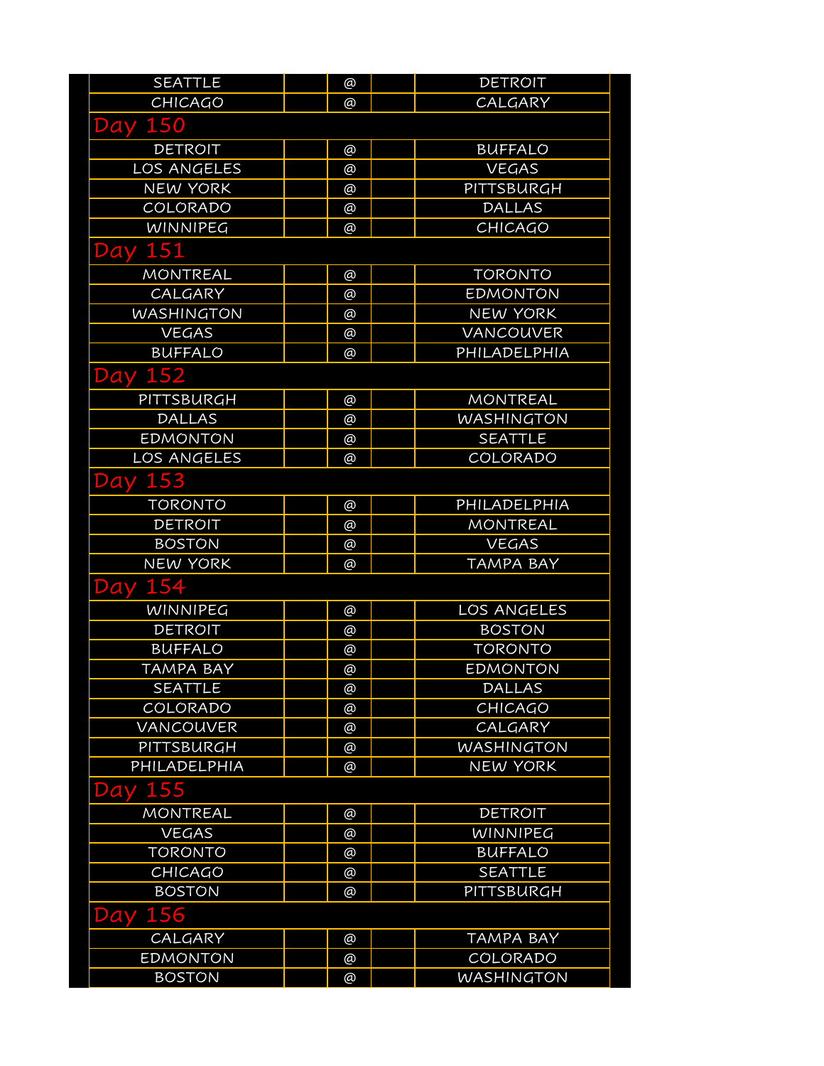| | | | | |
|---|---|---|---|---|
| SEATTLE | | @ | | DETROIT |
| CHICAGO | | @ | | CALGARY |

## Day 150

| | | | | |
|---|---|---|---|---|
| DETROIT | | @ | | BUFFALO |
| LOS ANGELES | | @ | | VEGAS |
| NEW YORK | | @ | | PITTSBURGH |
| COLORADO | | @ | | DALLAS |
| WINNIPEG | | @ | | CHICAGO |

## Day 151

| | | | | |
|---|---|---|---|---|
| MONTREAL | | @ | | TORONTO |
| CALGARY | | @ | | EDMONTON |
| WASHINGTON | | @ | | NEW YORK |
| VEGAS | | @ | | VANCOUVER |
| BUFFALO | | @ | | PHILADELPHIA |

## Day 152

| | | | | |
|---|---|---|---|---|
| PITTSBURGH | | @ | | MONTREAL |
| DALLAS | | @ | | WASHINGTON |
| EDMONTON | | @ | | SEATTLE |
| LOS ANGELES | | @ | | COLORADO |

## Day 153

| | | | | |
|---|---|---|---|---|
| TORONTO | | @ | | PHILADELPHIA |
| DETROIT | | @ | | MONTREAL |
| BOSTON | | @ | | VEGAS |
| NEW YORK | | @ | | TAMPA BAY |

## Day 154

| | | | | |
|---|---|---|---|---|
| WINNIPEG | | @ | | LOS ANGELES |
| DETROIT | | @ | | BOSTON |
| BUFFALO | | @ | | TORONTO |
| TAMPA BAY | | @ | | EDMONTON |
| SEATTLE | | @ | | DALLAS |
| COLORADO | | @ | | CHICAGO |
| VANCOUVER | | @ | | CALGARY |
| PITTSBURGH | | @ | | WASHINGTON |
| PHILADELPHIA | | @ | | NEW YORK |

## Day 155

| | | | | |
|---|---|---|---|---|
| MONTREAL | | @ | | DETROIT |
| VEGAS | | @ | | WINNIPEG |
| TORONTO | | @ | | BUFFALO |
| CHICAGO | | @ | | SEATTLE |
| BOSTON | | @ | | PITTSBURGH |

## Day 156

| | | | | |
|---|---|---|---|---|
| CALGARY | | @ | | TAMPA BAY |
| EDMONTON | | @ | | COLORADO |
| BOSTON | | @ | | WASHINGTON |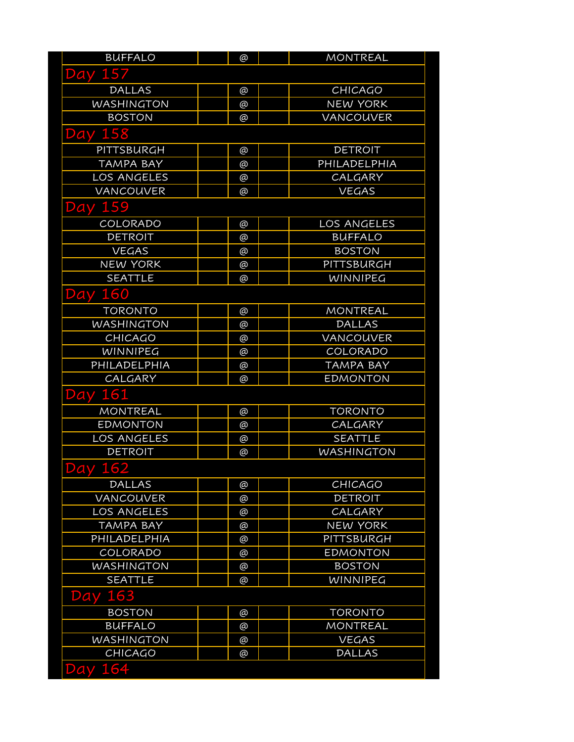| BUFFALO | | @ | | MONTREAL |
|---|---|---|---|---|

## Day 157

| DALLAS | | @ | | CHICAGO |
|---|---|---|---|---|
| WASHINGTON | | @ | | NEW YORK |
| BOSTON | | @ | | VANCOUVER |

## Day 158

| PITTSBURGH | | @ | | DETROIT |
|---|---|---|---|---|
| TAMPA BAY | | @ | | PHILADELPHIA |
| LOS ANGELES | | @ | | CALGARY |
| VANCOUVER | | @ | | VEGAS |

## Day 159

| COLORADO | | @ | | LOS ANGELES |
|---|---|---|---|---|
| DETROIT | | @ | | BUFFALO |
| VEGAS | | @ | | BOSTON |
| NEW YORK | | @ | | PITTSBURGH |
| SEATTLE | | @ | | WINNIPEG |

## Day 160

| TORONTO | | @ | | MONTREAL |
|---|---|---|---|---|
| WASHINGTON | | @ | | DALLAS |
| CHICAGO | | @ | | VANCOUVER |
| WINNIPEG | | @ | | COLORADO |
| PHILADELPHIA | | @ | | TAMPA BAY |
| CALGARY | | @ | | EDMONTON |

## Day 161

| MONTREAL | | @ | | TORONTO |
|---|---|---|---|---|
| EDMONTON | | @ | | CALGARY |
| LOS ANGELES | | @ | | SEATTLE |
| DETROIT | | @ | | WASHINGTON |

## Day 162

| DALLAS | | @ | | CHICAGO |
|---|---|---|---|---|
| VANCOUVER | | @ | | DETROIT |
| LOS ANGELES | | @ | | CALGARY |
| TAMPA BAY | | @ | | NEW YORK |
| PHILADELPHIA | | @ | | PITTSBURGH |
| COLORADO | | @ | | EDMONTON |
| WASHINGTON | | @ | | BOSTON |
| SEATTLE | | @ | | WINNIPEG |

## Day 163

| BOSTON | | @ | | TORONTO |
|---|---|---|---|---|
| BUFFALO | | @ | | MONTREAL |
| WASHINGTON | | @ | | VEGAS |
| CHICAGO | | @ | | DALLAS |

## Day 164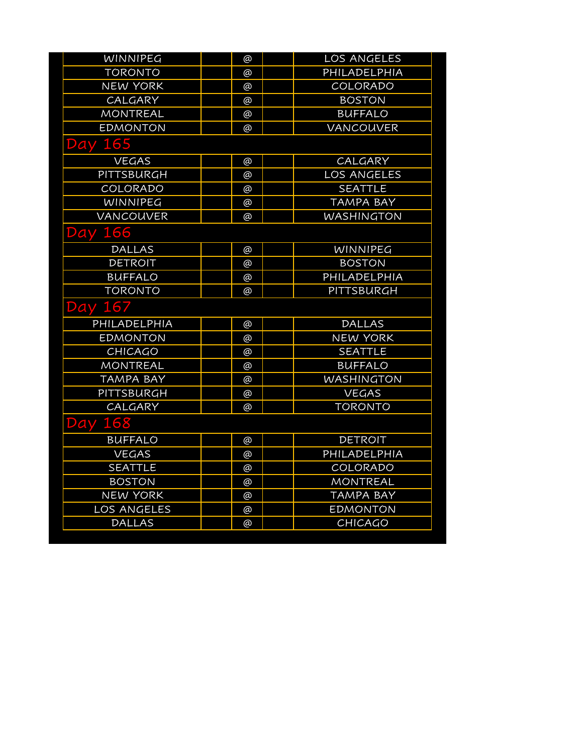| | | | | |
|---|---|---|---|---|
| WINNIPEG | | @ | | LOS ANGELES |
| TORONTO | | @ | | PHILADELPHIA |
| NEW YORK | | @ | | COLORADO |
| CALGARY | | @ | | BOSTON |
| MONTREAL | | @ | | BUFFALO |
| EDMONTON | | @ | | VANCOUVER |

## Day 165

| | | | | |
|---|---|---|---|---|
| VEGAS | | @ | | CALGARY |
| PITTSBURGH | | @ | | LOS ANGELES |
| COLORADO | | @ | | SEATTLE |
| WINNIPEG | | @ | | TAMPA BAY |
| VANCOUVER | | @ | | WASHINGTON |

## Day 166

| | | | | |
|---|---|---|---|---|
| DALLAS | | @ | | WINNIPEG |
| DETROIT | | @ | | BOSTON |
| BUFFALO | | @ | | PHILADELPHIA |
| TORONTO | | @ | | PITTSBURGH |

## Day 167

| | | | | |
|---|---|---|---|---|
| PHILADELPHIA | | @ | | DALLAS |
| EDMONTON | | @ | | NEW YORK |
| CHICAGO | | @ | | SEATTLE |
| MONTREAL | | @ | | BUFFALO |
| TAMPA BAY | | @ | | WASHINGTON |
| PITTSBURGH | | @ | | VEGAS |
| CALGARY | | @ | | TORONTO |

## Day 168

| | | | | |
|---|---|---|---|---|
| BUFFALO | | @ | | DETROIT |
| VEGAS | | @ | | PHILADELPHIA |
| SEATTLE | | @ | | COLORADO |
| BOSTON | | @ | | MONTREAL |
| NEW YORK | | @ | | TAMPA BAY |
| LOS ANGELES | | @ | | EDMONTON |
| DALLAS | | @ | | CHICAGO |